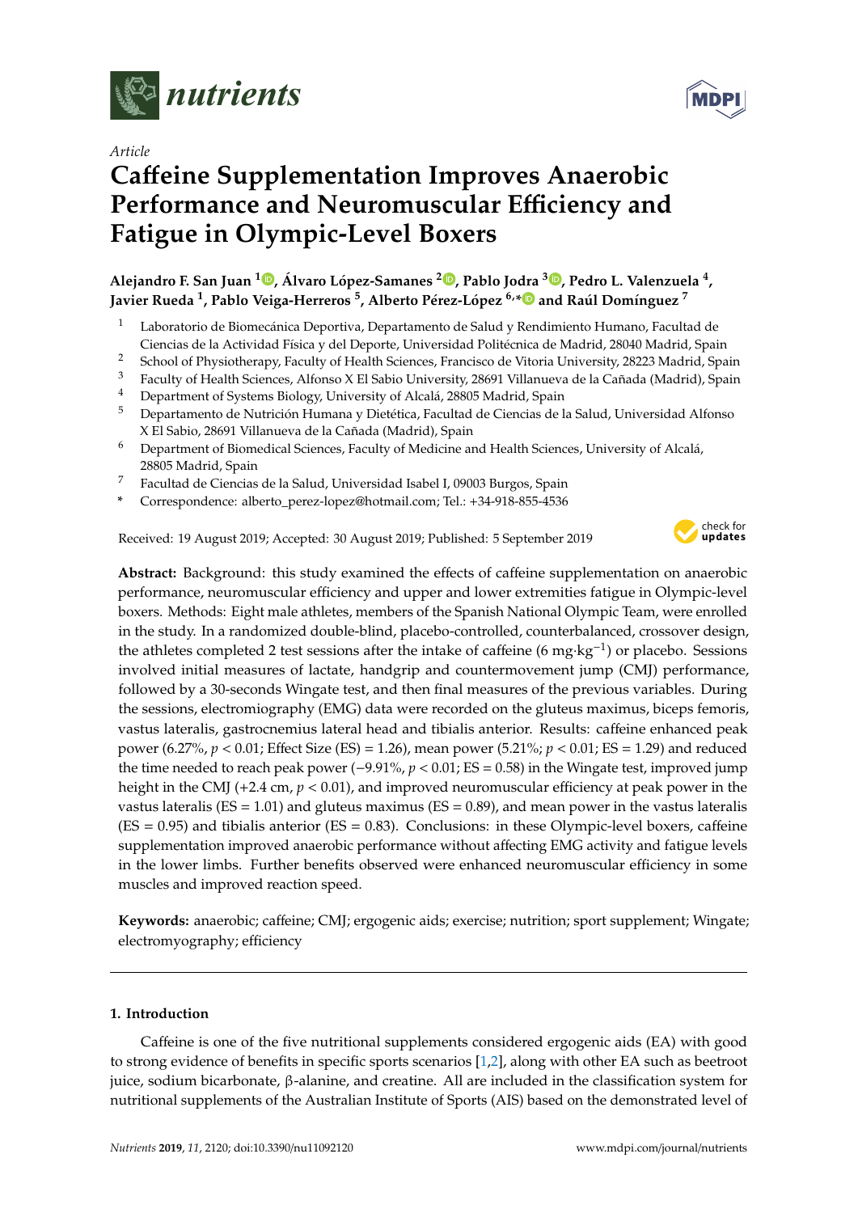*Article*

# Caffeine Supplementation Improves Anaerobic Performance and Neuromuscular Efficiency and Fatigue in Olympic-Level Boxers

**Alejandro F. San Juan [1], Álvaro López-Samanes [2], Pablo Jodra [3], Pedro L. Valenzuela [4], Javier Rueda [1], Pablo Veiga-Herreros [5], Alberto Pérez-López [6,*] and Raúl Domínguez [7]**

1. Laboratorio de Biomecánica Deportiva, Departamento de Salud y Rendimiento Humano, Facultad de Ciencias de la Actividad Física y del Deporte, Universidad Politécnica de Madrid, 28040 Madrid, Spain
2. School of Physiotherapy, Faculty of Health Sciences, Francisco de Vitoria University, 28223 Madrid, Spain
3. Faculty of Health Sciences, Alfonso X El Sabio University, 28691 Villanueva de la Cañada (Madrid), Spain
4. Department of Systems Biology, University of Alcalá, 28805 Madrid, Spain
5. Departamento de Nutrición Humana y Dietética, Facultad de Ciencias de la Salud, Universidad Alfonso X El Sabio, 28691 Villanueva de la Cañada (Madrid), Spain
6. Department of Biomedical Sciences, Faculty of Medicine and Health Sciences, University of Alcalá, 28805 Madrid, Spain
7. Facultad de Ciencias de la Salud, Universidad Isabel I, 09003 Burgos, Spain

\* Correspondence: alberto_perez-lopez@hotmail.com; Tel.: +34-918-855-4536

Received: 19 August 2019; Accepted: 30 August 2019; Published: 5 September 2019

**Abstract:** Background: this study examined the effects of caffeine supplementation on anaerobic performance, neuromuscular efficiency and upper and lower extremities fatigue in Olympic-level boxers. Methods: Eight male athletes, members of the Spanish National Olympic Team, were enrolled in the study. In a randomized double-blind, placebo-controlled, counterbalanced, crossover design, the athletes completed 2 test sessions after the intake of caffeine (6 $mg \cdot kg^{-1}$) or placebo. Sessions involved initial measures of lactate, handgrip and countermovement jump (CMJ) performance, followed by a 30-seconds Wingate test, and then final measures of the previous variables. During the sessions, electromiography (EMG) data were recorded on the gluteus maximus, biceps femoris, vastus lateralis, gastrocnemius lateral head and tibialis anterior. Results: caffeine enhanced peak power (6.27%, $p < 0.01$; Effect Size (ES) = 1.26), mean power (5.21%; $p < 0.01$; ES = 1.29) and reduced the time needed to reach peak power (−9.91%, $p < 0.01$; ES = 0.58) in the Wingate test, improved jump height in the CMJ (+2.4 cm, $p < 0.01$), and improved neuromuscular efficiency at peak power in the vastus lateralis (ES = 1.01) and gluteus maximus (ES = 0.89), and mean power in the vastus lateralis (ES = 0.95) and tibialis anterior (ES = 0.83). Conclusions: in these Olympic-level boxers, caffeine supplementation improved anaerobic performance without affecting EMG activity and fatigue levels in the lower limbs. Further benefits observed were enhanced neuromuscular efficiency in some muscles and improved reaction speed.

**Keywords:** anaerobic; caffeine; CMJ; ergogenic aids; exercise; nutrition; sport supplement; Wingate; electromyography; efficiency

## 1. Introduction

Caffeine is one of the five nutritional supplements considered ergogenic aids (EA) with good to strong evidence of benefits in specific sports scenarios [1,2], along with other EA such as beetroot juice, sodium bicarbonate, β-alanine, and creatine. All are included in the classification system for nutritional supplements of the Australian Institute of Sports (AIS) based on the demonstrated level of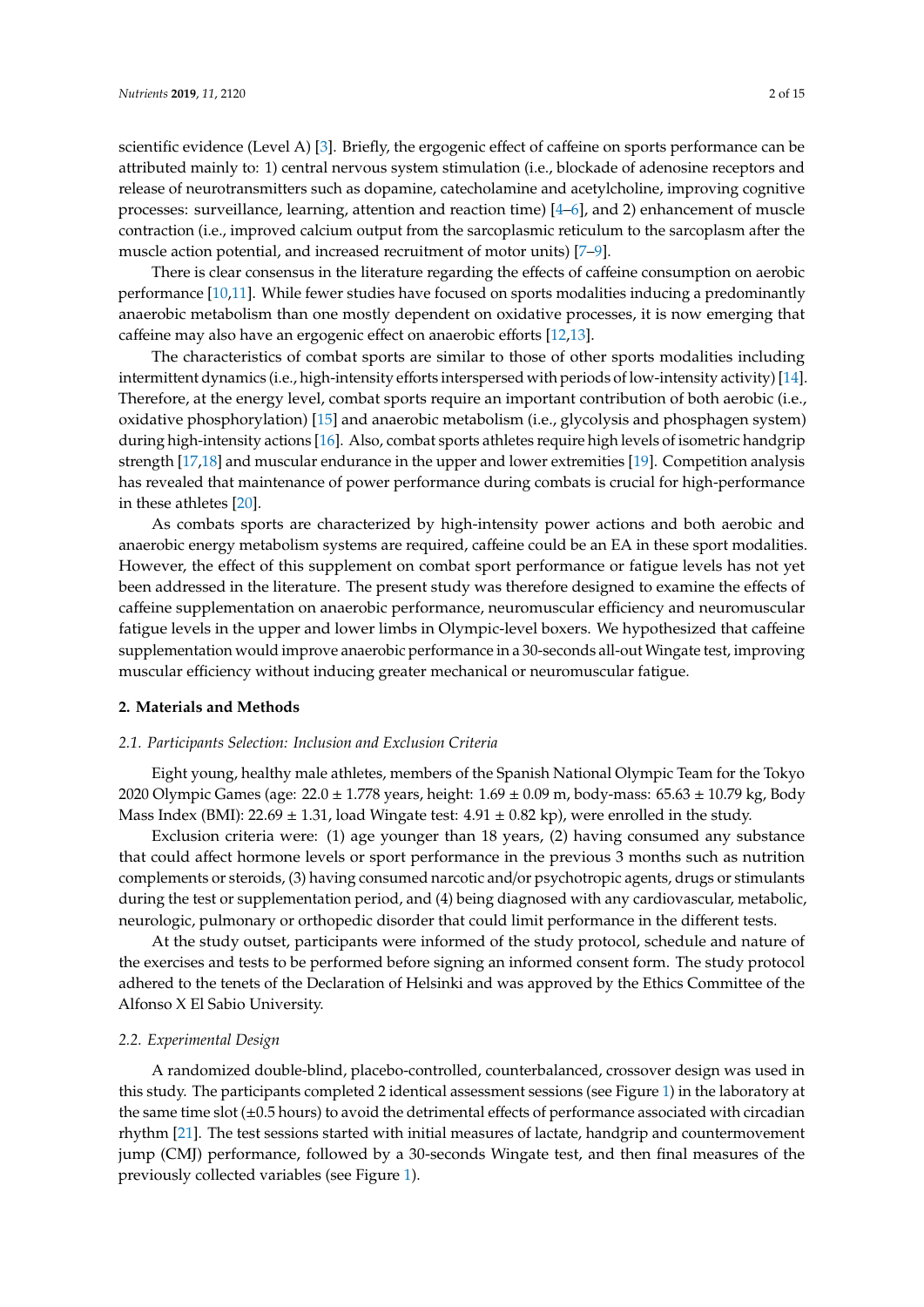scientific evidence (Level A) [3]. Briefly, the ergogenic effect of caffeine on sports performance can be attributed mainly to: 1) central nervous system stimulation (i.e., blockade of adenosine receptors and release of neurotransmitters such as dopamine, catecholamine and acetylcholine, improving cognitive processes: surveillance, learning, attention and reaction time) [4–6], and 2) enhancement of muscle contraction (i.e., improved calcium output from the sarcoplasmic reticulum to the sarcoplasm after the muscle action potential, and increased recruitment of motor units) [7–9].

There is clear consensus in the literature regarding the effects of caffeine consumption on aerobic performance [10,11]. While fewer studies have focused on sports modalities inducing a predominantly anaerobic metabolism than one mostly dependent on oxidative processes, it is now emerging that caffeine may also have an ergogenic effect on anaerobic efforts [12,13].

The characteristics of combat sports are similar to those of other sports modalities including intermittent dynamics (i.e., high-intensity efforts interspersed with periods of low-intensity activity) [14]. Therefore, at the energy level, combat sports require an important contribution of both aerobic (i.e., oxidative phosphorylation) [15] and anaerobic metabolism (i.e., glycolysis and phosphagen system) during high-intensity actions [16]. Also, combat sports athletes require high levels of isometric handgrip strength [17,18] and muscular endurance in the upper and lower extremities [19]. Competition analysis has revealed that maintenance of power performance during combats is crucial for high-performance in these athletes [20].

As combats sports are characterized by high-intensity power actions and both aerobic and anaerobic energy metabolism systems are required, caffeine could be an EA in these sport modalities. However, the effect of this supplement on combat sport performance or fatigue levels has not yet been addressed in the literature. The present study was therefore designed to examine the effects of caffeine supplementation on anaerobic performance, neuromuscular efficiency and neuromuscular fatigue levels in the upper and lower limbs in Olympic-level boxers. We hypothesized that caffeine supplementation would improve anaerobic performance in a 30-seconds all-out Wingate test, improving muscular efficiency without inducing greater mechanical or neuromuscular fatigue.

## 2. Materials and Methods

### *2.1. Participants Selection: Inclusion and Exclusion Criteria*

Eight young, healthy male athletes, members of the Spanish National Olympic Team for the Tokyo 2020 Olympic Games (age: 22.0 ± 1.778 years, height: 1.69 ± 0.09 m, body-mass: 65.63 ± 10.79 kg, Body Mass Index (BMI): 22.69 ± 1.31, load Wingate test: 4.91 ± 0.82 kp), were enrolled in the study.

Exclusion criteria were: (1) age younger than 18 years, (2) having consumed any substance that could affect hormone levels or sport performance in the previous 3 months such as nutrition complements or steroids, (3) having consumed narcotic and/or psychotropic agents, drugs or stimulants during the test or supplementation period, and (4) being diagnosed with any cardiovascular, metabolic, neurologic, pulmonary or orthopedic disorder that could limit performance in the different tests.

At the study outset, participants were informed of the study protocol, schedule and nature of the exercises and tests to be performed before signing an informed consent form. The study protocol adhered to the tenets of the Declaration of Helsinki and was approved by the Ethics Committee of the Alfonso X El Sabio University.

### *2.2. Experimental Design*

A randomized double-blind, placebo-controlled, counterbalanced, crossover design was used in this study. The participants completed 2 identical assessment sessions (see Figure 1) in the laboratory at the same time slot (±0.5 hours) to avoid the detrimental effects of performance associated with circadian rhythm [21]. The test sessions started with initial measures of lactate, handgrip and countermovement jump (CMJ) performance, followed by a 30-seconds Wingate test, and then final measures of the previously collected variables (see Figure 1).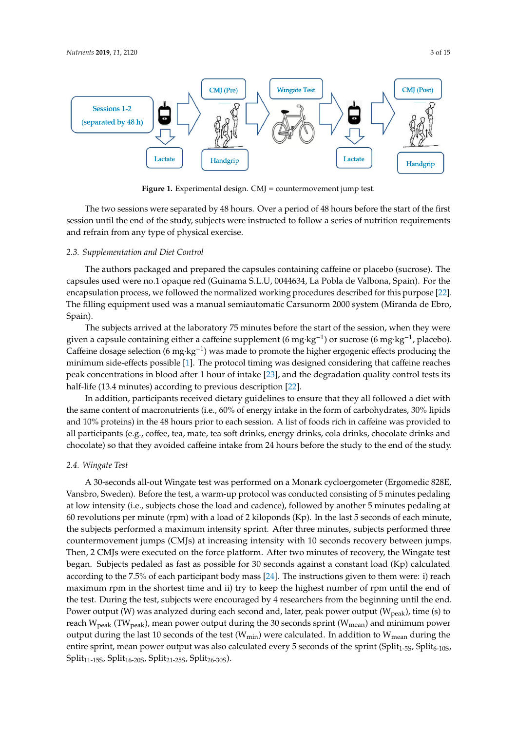**Figure 1.** Experimental design. CMJ = countermovement jump test.

The two sessions were separated by 48 hours. Over a period of 48 hours before the start of the first session until the end of the study, subjects were instructed to follow a series of nutrition requirements and refrain from any type of physical exercise.

### 2.3. *Supplementation and Diet Control*

The authors packaged and prepared the capsules containing caffeine or placebo (sucrose). The capsules used were no.1 opaque red (Guinama S.L.U, 0044634, La Pobla de Valbona, Spain). For the encapsulation process, we followed the normalized working procedures described for this purpose [22]. The filling equipment used was a manual semiautomatic Carsunorm 2000 system (Miranda de Ebro, Spain).

The subjects arrived at the laboratory 75 minutes before the start of the session, when they were given a capsule containing either a caffeine supplement (6 mg·kg$^{-1}$) or sucrose (6 mg·kg$^{-1}$, placebo). Caffeine dosage selection (6 mg·kg$^{-1}$) was made to promote the higher ergogenic effects producing the minimum side-effects possible [1]. The protocol timing was designed considering that caffeine reaches peak concentrations in blood after 1 hour of intake [23], and the degradation quality control tests its half-life (13.4 minutes) according to previous description [22].

In addition, participants received dietary guidelines to ensure that they all followed a diet with the same content of macronutrients (i.e., 60% of energy intake in the form of carbohydrates, 30% lipids and 10% proteins) in the 48 hours prior to each session. A list of foods rich in caffeine was provided to all participants (e.g., coffee, tea, mate, tea soft drinks, energy drinks, cola drinks, chocolate drinks and chocolate) so that they avoided caffeine intake from 24 hours before the study to the end of the study.

### 2.4. *Wingate Test*

A 30-seconds all-out Wingate test was performed on a Monark cycloergometer (Ergomedic 828E, Vansbro, Sweden). Before the test, a warm-up protocol was conducted consisting of 5 minutes pedaling at low intensity (i.e., subjects chose the load and cadence), followed by another 5 minutes pedaling at 60 revolutions per minute (rpm) with a load of 2 kiloponds (Kp). In the last 5 seconds of each minute, the subjects performed a maximum intensity sprint. After three minutes, subjects performed three countermovement jumps (CMJs) at increasing intensity with 10 seconds recovery between jumps. Then, 2 CMJs were executed on the force platform. After two minutes of recovery, the Wingate test began. Subjects pedaled as fast as possible for 30 seconds against a constant load (Kp) calculated according to the 7.5% of each participant body mass [24]. The instructions given to them were: i) reach maximum rpm in the shortest time and ii) try to keep the highest number of rpm until the end of the test. During the test, subjects were encouraged by 4 researchers from the beginning until the end. Power output (W) was analyzed during each second and, later, peak power output ($W_{peak}$), time (s) to reach $W_{peak}$ ($TW_{peak}$), mean power output during the 30 seconds sprint ($W_{mean}$) and minimum power output during the last 10 seconds of the test ($W_{min}$) were calculated. In addition to $W_{mean}$ during the entire sprint, mean power output was also calculated every 5 seconds of the sprint ($Split_{1\text{-}5S}$, $Split_{6\text{-}10S}$, $Split_{11\text{-}15S}$, $Split_{16\text{-}20S}$, $Split_{21\text{-}25S}$, $Split_{26\text{-}30S}$).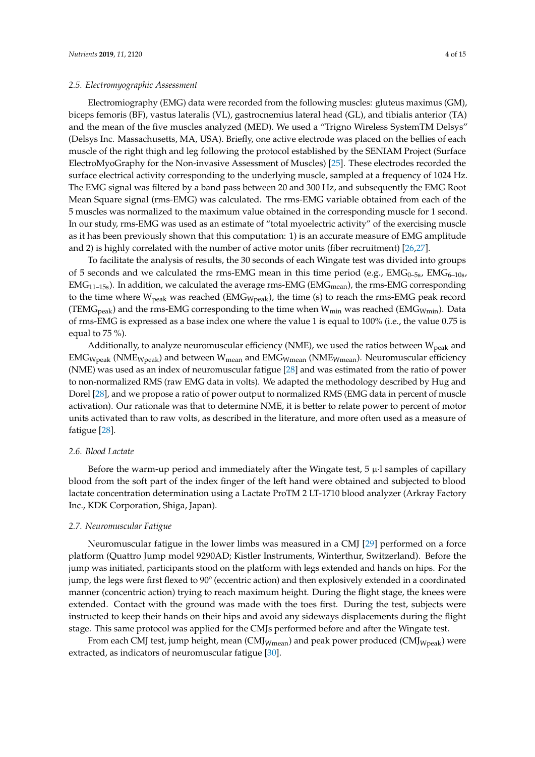### 2.5. Electromyographic Assessment

Electromiography (EMG) data were recorded from the following muscles: gluteus maximus (GM), biceps femoris (BF), vastus lateralis (VL), gastrocnemius lateral head (GL), and tibialis anterior (TA) and the mean of the five muscles analyzed (MED). We used a "Trigno Wireless SystemTM Delsys" (Delsys Inc. Massachusetts, MA, USA). Briefly, one active electrode was placed on the bellies of each muscle of the right thigh and leg following the protocol established by the SENIAM Project (Surface ElectroMyoGraphy for the Non-invasive Assessment of Muscles) [25]. These electrodes recorded the surface electrical activity corresponding to the underlying muscle, sampled at a frequency of 1024 Hz. The EMG signal was filtered by a band pass between 20 and 300 Hz, and subsequently the EMG Root Mean Square signal (rms-EMG) was calculated. The rms-EMG variable obtained from each of the 5 muscles was normalized to the maximum value obtained in the corresponding muscle for 1 second. In our study, rms-EMG was used as an estimate of "total myoelectric activity" of the exercising muscle as it has been previously shown that this computation: 1) is an accurate measure of EMG amplitude and 2) is highly correlated with the number of active motor units (fiber recruitment) [26,27].

To facilitate the analysis of results, the 30 seconds of each Wingate test was divided into groups of 5 seconds and we calculated the rms-EMG mean in this time period (e.g., $EMG_{0\text{–}5s}$, $EMG_{6\text{–}10s}$, $EMG_{11\text{–}15s}$). In addition, we calculated the average rms-EMG ($EMG_{mean}$), the rms-EMG corresponding to the time where $W_{peak}$ was reached ($EMG_{Wpeak}$), the time (s) to reach the rms-EMG peak record ($TEMG_{peak}$) and the rms-EMG corresponding to the time when $W_{min}$ was reached ($EMG_{Wmin}$). Data of rms-EMG is expressed as a base index one where the value 1 is equal to 100% (i.e., the value 0.75 is equal to 75 %).

Additionally, to analyze neuromuscular efficiency (NME), we used the ratios between $W_{peak}$ and $EMG_{Wpeak}$ ($NME_{Wpeak}$) and between $W_{mean}$ and $EMG_{Wmean}$ ($NME_{Wmean}$). Neuromuscular efficiency (NME) was used as an index of neuromuscular fatigue [28] and was estimated from the ratio of power to non-normalized RMS (raw EMG data in volts). We adapted the methodology described by Hug and Dorel [28], and we propose a ratio of power output to normalized RMS (EMG data in percent of muscle activation). Our rationale was that to determine NME, it is better to relate power to percent of motor units activated than to raw volts, as described in the literature, and more often used as a measure of fatigue [28].

### 2.6. Blood Lactate

Before the warm-up period and immediately after the Wingate test, 5 μ·l samples of capillary blood from the soft part of the index finger of the left hand were obtained and subjected to blood lactate concentration determination using a Lactate ProTM 2 LT-1710 blood analyzer (Arkray Factory Inc., KDK Corporation, Shiga, Japan).

### 2.7. Neuromuscular Fatigue

Neuromuscular fatigue in the lower limbs was measured in a CMJ [29] performed on a force platform (Quattro Jump model 9290AD; Kistler Instruments, Winterthur, Switzerland). Before the jump was initiated, participants stood on the platform with legs extended and hands on hips. For the jump, the legs were first flexed to 90º (eccentric action) and then explosively extended in a coordinated manner (concentric action) trying to reach maximum height. During the flight stage, the knees were extended. Contact with the ground was made with the toes first. During the test, subjects were instructed to keep their hands on their hips and avoid any sideways displacements during the flight stage. This same protocol was applied for the CMJs performed before and after the Wingate test.

From each CMJ test, jump height, mean ($CMJ_{Wmean}$) and peak power produced ($CMJ_{Wpeak}$) were extracted, as indicators of neuromuscular fatigue [30].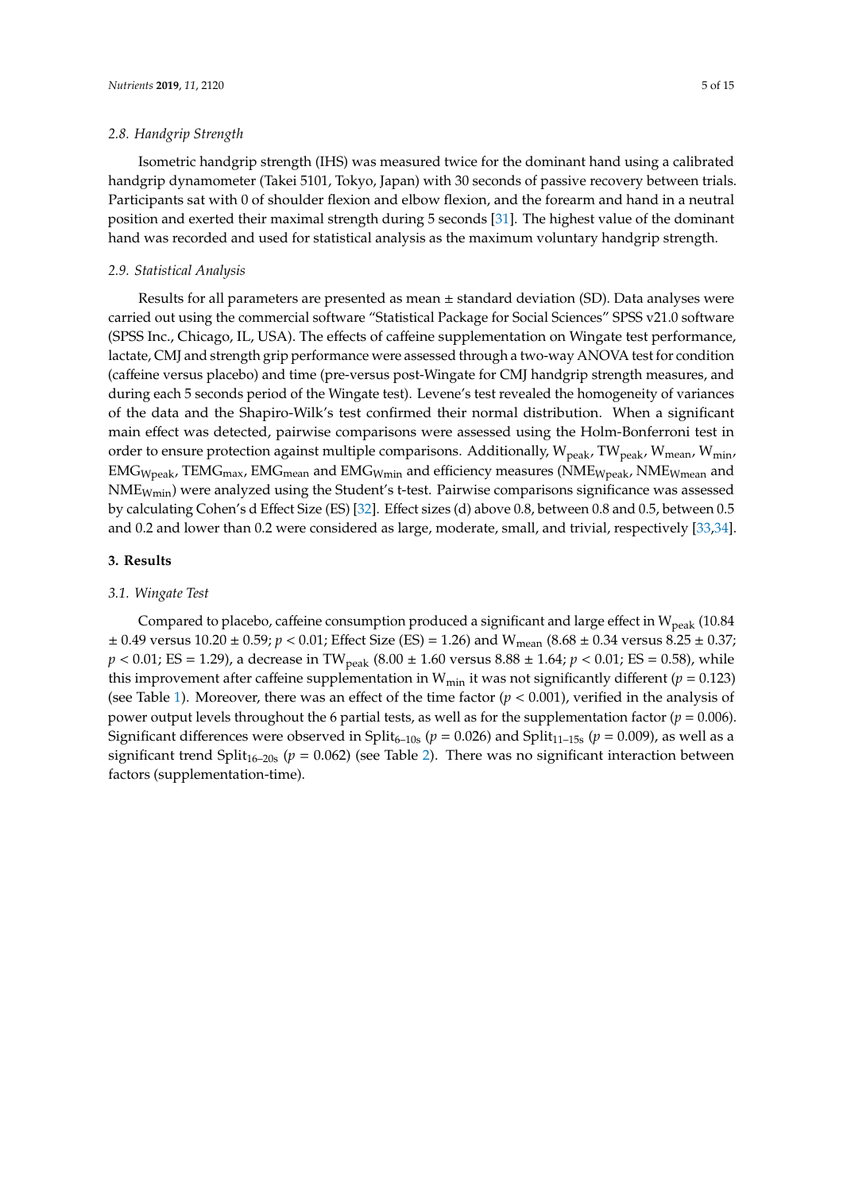### 2.8. Handgrip Strength

Isometric handgrip strength (IHS) was measured twice for the dominant hand using a calibrated handgrip dynamometer (Takei 5101, Tokyo, Japan) with 30 seconds of passive recovery between trials. Participants sat with 0 of shoulder flexion and elbow flexion, and the forearm and hand in a neutral position and exerted their maximal strength during 5 seconds [31]. The highest value of the dominant hand was recorded and used for statistical analysis as the maximum voluntary handgrip strength.

### 2.9. Statistical Analysis

Results for all parameters are presented as mean ± standard deviation (SD). Data analyses were carried out using the commercial software "Statistical Package for Social Sciences" SPSS v21.0 software (SPSS Inc., Chicago, IL, USA). The effects of caffeine supplementation on Wingate test performance, lactate, CMJ and strength grip performance were assessed through a two-way ANOVA test for condition (caffeine versus placebo) and time (pre-versus post-Wingate for CMJ handgrip strength measures, and during each 5 seconds period of the Wingate test). Levene's test revealed the homogeneity of variances of the data and the Shapiro-Wilk's test confirmed their normal distribution. When a significant main effect was detected, pairwise comparisons were assessed using the Holm-Bonferroni test in order to ensure protection against multiple comparisons. Additionally, $W_{peak}$, $TW_{peak}$, $W_{mean}$, $W_{min}$, $EMG_{Wpeak}$, $TEMG_{max}$, $EMG_{mean}$ and $EMG_{Wmin}$ and efficiency measures ($NME_{Wpeak}$, $NME_{Wmean}$ and $NME_{Wmin}$) were analyzed using the Student's t-test. Pairwise comparisons significance was assessed by calculating Cohen's d Effect Size (ES) [32]. Effect sizes (d) above 0.8, between 0.8 and 0.5, between 0.5 and 0.2 and lower than 0.2 were considered as large, moderate, small, and trivial, respectively [33,34].

## 3. Results

### 3.1. Wingate Test

Compared to placebo, caffeine consumption produced a significant and large effect in $W_{peak}$ (10.84 ± 0.49 versus 10.20 ± 0.59; $p < 0.01$; Effect Size (ES) = 1.26) and $W_{mean}$ (8.68 ± 0.34 versus 8.25 ± 0.37; $p < 0.01$; ES = 1.29), a decrease in $TW_{peak}$ (8.00 ± 1.60 versus 8.88 ± 1.64; $p < 0.01$; ES = 0.58), while this improvement after caffeine supplementation in $W_{min}$ it was not significantly different ($p = 0.123$) (see Table 1). Moreover, there was an effect of the time factor ($p < 0.001$), verified in the analysis of power output levels throughout the 6 partial tests, as well as for the supplementation factor ($p = 0.006$). Significant differences were observed in $Split_{6–10s}$ ($p = 0.026$) and $Split_{11–15s}$ ($p = 0.009$), as well as a significant trend $Split_{16–20s}$ ($p = 0.062$) (see Table 2). There was no significant interaction between factors (supplementation-time).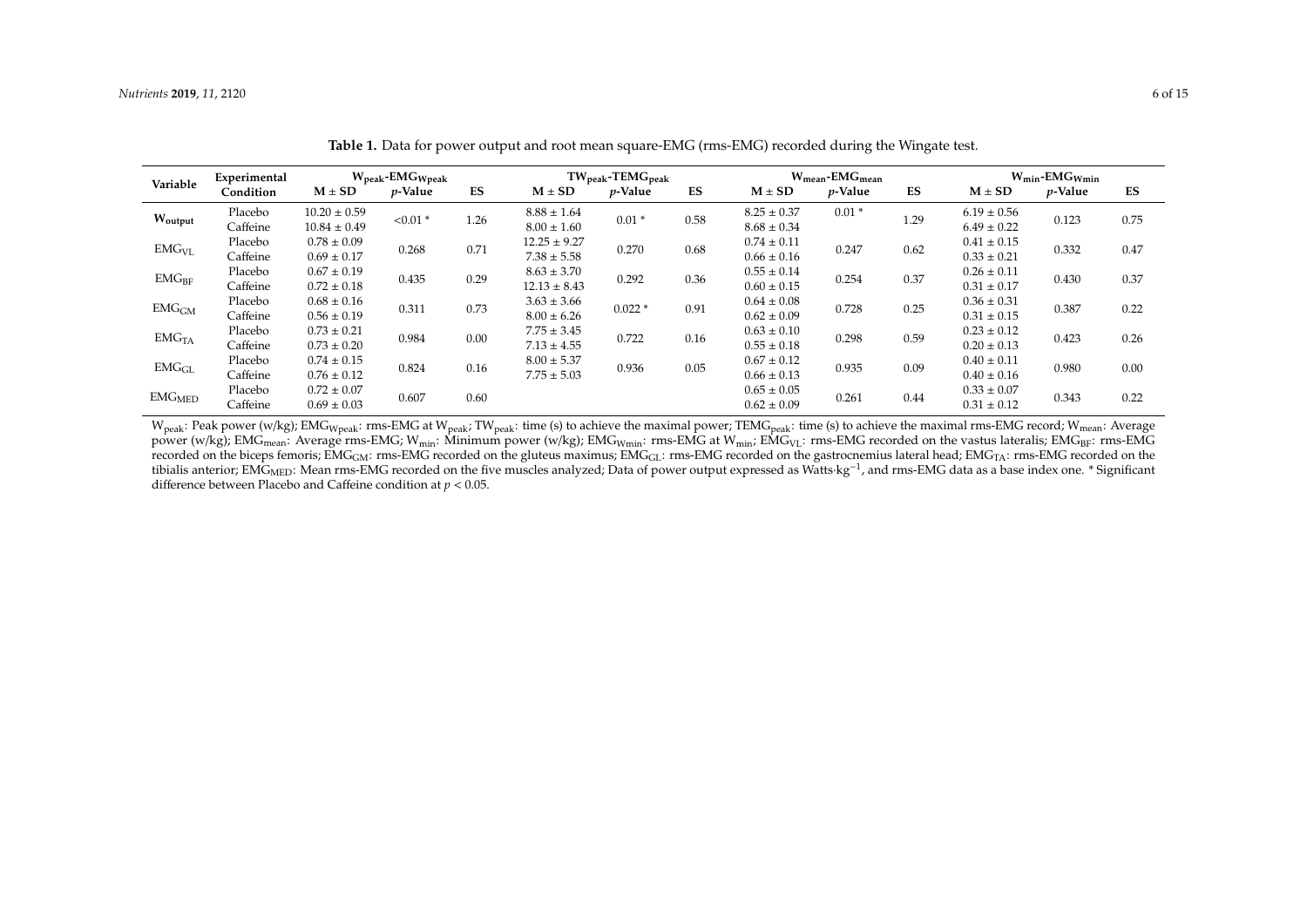**Table 1.** Data for power output and root mean square-EMG (rms-EMG) recorded during the Wingate test.

| Variable | Experimental Condition | $W_{peak}$-$EMG_{Wpeak}$ | | | $TW_{peak}$-$TEMG_{peak}$ | | | $W_{mean}$-$EMG_{mean}$ | | | $W_{min}$-$EMG_{Wmin}$ | | |
|---|---|---|---|---|---|---|---|---|---|---|---|---|---|
| | | M ± SD | *p*-Value | ES | M ± SD | *p*-Value | ES | M ± SD | *p*-Value | ES | M ± SD | *p*-Value | ES |
| $W_{output}$ | Placebo | 10.20 ± 0.59 | <0.01 * | 1.26 | 8.88 ± 1.64 | 0.01 * | 0.58 | 8.25 ± 0.37 | 0.01 * | 1.29 | 6.19 ± 0.56 | 0.123 | 0.75 |
| | Caffeine | 10.84 ± 0.49 | | | 8.00 ± 1.60 | | | 8.68 ± 0.34 | | | 6.49 ± 0.22 | | |
| $EMG_{VL}$ | Placebo | 0.78 ± 0.09 | 0.268 | 0.71 | 12.25 ± 9.27 | 0.270 | 0.68 | 0.74 ± 0.11 | 0.247 | 0.62 | 0.41 ± 0.15 | 0.332 | 0.47 |
| | Caffeine | 0.69 ± 0.17 | | | 7.38 ± 5.58 | | | 0.66 ± 0.16 | | | 0.33 ± 0.21 | | |
| $EMG_{BF}$ | Placebo | 0.67 ± 0.19 | 0.435 | 0.29 | 8.63 ± 3.70 | 0.292 | 0.36 | 0.55 ± 0.14 | 0.254 | 0.37 | 0.26 ± 0.11 | 0.430 | 0.37 |
| | Caffeine | 0.72 ± 0.18 | | | 12.13 ± 8.43 | | | 0.60 ± 0.15 | | | 0.31 ± 0.17 | | |
| $EMG_{GM}$ | Placebo | 0.68 ± 0.16 | 0.311 | 0.73 | 3.63 ± 3.66 | 0.022 * | 0.91 | 0.64 ± 0.08 | 0.728 | 0.25 | 0.36 ± 0.31 | 0.387 | 0.22 |
| | Caffeine | 0.56 ± 0.19 | | | 8.00 ± 6.26 | | | 0.62 ± 0.09 | | | 0.31 ± 0.15 | | |
| $EMG_{TA}$ | Placebo | 0.73 ± 0.21 | 0.984 | 0.00 | 7.75 ± 3.45 | 0.722 | 0.16 | 0.63 ± 0.10 | 0.298 | 0.59 | 0.23 ± 0.12 | 0.423 | 0.26 |
| | Caffeine | 0.73 ± 0.20 | | | 7.13 ± 4.55 | | | 0.55 ± 0.18 | | | 0.20 ± 0.13 | | |
| $EMG_{GL}$ | Placebo | 0.74 ± 0.15 | 0.824 | 0.16 | 8.00 ± 5.37 | 0.936 | 0.05 | 0.67 ± 0.12 | 0.935 | 0.09 | 0.40 ± 0.11 | 0.980 | 0.00 |
| | Caffeine | 0.76 ± 0.12 | | | 7.75 ± 5.03 | | | 0.66 ± 0.13 | | | 0.40 ± 0.16 | | |
| $EMG_{MED}$ | Placebo | 0.72 ± 0.07 | 0.607 | 0.60 | | | | 0.65 ± 0.05 | 0.261 | 0.44 | 0.33 ± 0.07 | 0.343 | 0.22 |
| | Caffeine | 0.69 ± 0.03 | | | | | | 0.62 ± 0.09 | | | 0.31 ± 0.12 | | |

$W_{peak}$: Peak power (w/kg); $EMG_{Wpeak}$: rms-EMG at $W_{peak}$; $TW_{peak}$: time (s) to achieve the maximal power; $TEMG_{peak}$: time (s) to achieve the maximal rms-EMG record; $W_{mean}$: Average power (w/kg); $EMG_{mean}$: Average rms-EMG; $W_{min}$: Minimum power (w/kg); $EMG_{Wmin}$: rms-EMG at $W_{min}$; $EMG_{VL}$: rms-EMG recorded on the vastus lateralis; $EMG_{BF}$: rms-EMG recorded on the biceps femoris; $EMG_{GM}$: rms-EMG recorded on the gluteus maximus; $EMG_{GL}$: rms-EMG recorded on the gastrocnemius lateral head; $EMG_{TA}$: rms-EMG recorded on the tibialis anterior; $EMG_{MED}$: Mean rms-EMG recorded on the five muscles analyzed; Data of power output expressed as Watts·kg$^{-1}$, and rms-EMG data as a base index one. * Significant difference between Placebo and Caffeine condition at $p < 0.05$.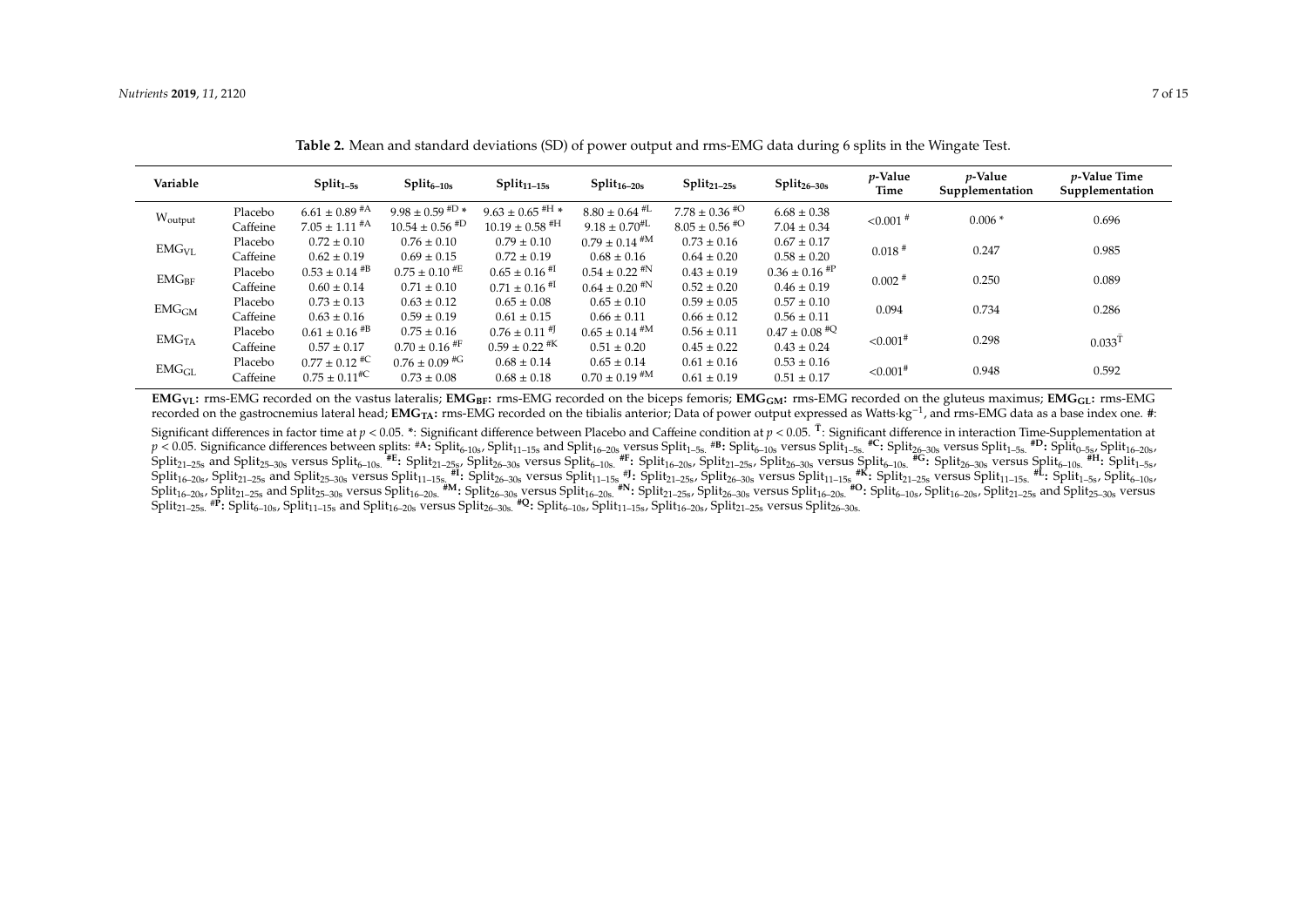**Table 2.** Mean and standard deviations (SD) of power output and rms-EMG data during 6 splits in the Wingate Test.

| Variable | | $Split_{1–5s}$ | $Split_{6–10s}$ | $Split_{11–15s}$ | $Split_{16–20s}$ | $Split_{21–25s}$ | $Split_{26–30s}$ | *p*-Value Time | *p*-Value Supplementation | *p*-Value Time Supplementation |
|---|---|---|---|---|---|---|---|---|---|---|
| $W_{output}$ | Placebo | 6.61 ± 0.89 [#A] | 9.98 ± 0.59 [#D] * | 9.63 ± 0.65 [#H] * | 8.80 ± 0.64 [#L] | 7.78 ± 0.36 [#O] | 6.68 ± 0.38 | <0.001 [#] | 0.006 * | 0.696 |
| | Caffeine | 7.05 ± 1.11 [#A] | 10.54 ± 0.56 [#D] | 10.19 ± 0.58 [#H] | 9.18 ± 0.70 [#L] | 8.05 ± 0.56 [#O] | 7.04 ± 0.34 | | | |
| $EMG_{VL}$ | Placebo | 0.72 ± 0.10 | 0.76 ± 0.10 | 0.79 ± 0.10 | 0.79 ± 0.14 [#M] | 0.73 ± 0.16 | 0.67 ± 0.17 | 0.018 [#] | 0.247 | 0.985 |
| | Caffeine | 0.62 ± 0.19 | 0.69 ± 0.15 | 0.72 ± 0.19 | 0.68 ± 0.16 | 0.64 ± 0.20 | 0.58 ± 0.20 | | | |
| $EMG_{BF}$ | Placebo | 0.53 ± 0.14 [#B] | 0.75 ± 0.10 [#E] | 0.65 ± 0.16 [#I] | 0.54 ± 0.22 [#N] | 0.43 ± 0.19 | 0.36 ± 0.16 [#P] | 0.002 [#] | 0.250 | 0.089 |
| | Caffeine | 0.60 ± 0.14 | 0.71 ± 0.10 | 0.71 ± 0.16 [#I] | 0.64 ± 0.20 [#N] | 0.52 ± 0.20 | 0.46 ± 0.19 | | | |
| $EMG_{GM}$ | Placebo | 0.73 ± 0.13 | 0.63 ± 0.12 | 0.65 ± 0.08 | 0.65 ± 0.10 | 0.59 ± 0.05 | 0.57 ± 0.10 | 0.094 | 0.734 | 0.286 |
| | Caffeine | 0.63 ± 0.16 | 0.59 ± 0.19 | 0.61 ± 0.15 | 0.66 ± 0.11 | 0.66 ± 0.12 | 0.56 ± 0.11 | | | |
| $EMG_{TA}$ | Placebo | 0.61 ± 0.16 [#B] | 0.75 ± 0.16 | 0.76 ± 0.11 [#J] | 0.65 ± 0.14 [#M] | 0.56 ± 0.11 | 0.47 ± 0.08 [#Q] | <0.001 [#] | 0.298 | 0.033 [Ŧ] |
| | Caffeine | 0.57 ± 0.17 | 0.70 ± 0.16 [#F] | 0.59 ± 0.22 [#K] | 0.51 ± 0.20 | 0.45 ± 0.22 | 0.43 ± 0.24 | | | |
| $EMG_{GL}$ | Placebo | 0.77 ± 0.12 [#C] | 0.76 ± 0.09 [#G] | 0.68 ± 0.14 | 0.65 ± 0.14 | 0.61 ± 0.16 | 0.53 ± 0.16 | <0.001 [#] | 0.948 | 0.592 |
| | Caffeine | 0.75 ± 0.11 [#C] | 0.73 ± 0.08 | 0.68 ± 0.18 | 0.70 ± 0.19 [#M] | 0.61 ± 0.19 | 0.51 ± 0.17 | | | |

**$EMG_{VL}$:** rms-EMG recorded on the vastus lateralis; **$EMG_{BF}$:** rms-EMG recorded on the biceps femoris; **$EMG_{GM}$:** rms-EMG recorded on the gluteus maximus; **$EMG_{GL}$:** rms-EMG recorded on the gastrocnemius lateral head; **$EMG_{TA}$:** rms-EMG recorded on the tibialis anterior; Data of power output expressed as Watts·kg$^{-1}$, and rms-EMG data as a base index one. **#**: Significant differences in factor time at $p < 0.05$. **\***: Significant difference between Placebo and Caffeine condition at $p < 0.05$. **Ŧ**: Significant difference in interaction Time-Supplementation at $p < 0.05$. Significance differences between splits: **#A:** $Split_{6–10s}$, $Split_{11–15s}$ and $Split_{16–20s}$ versus $Split_{1–5s}$. **#B:** $Split_{6–10s}$ versus $Split_{1–5s}$. **#C:** $Split_{26–30s}$ versus $Split_{1–5s}$. **#D:** $Split_{0–5s}$, $Split_{16–20s}$, $Split_{21–25s}$ and $Split_{25–30s}$ versus $Split_{6–10s}$. **#E:** $Split_{21–25s}$, $Split_{26–30s}$ versus $Split_{6–10s}$. **#F:** $Split_{16–20s}$, $Split_{21–25s}$, $Split_{26–30s}$ versus $Split_{6–10s}$. **#G:** $Split_{26–30s}$ versus $Split_{6–10s}$. **#H:** $Split_{1–5s}$, $Split_{16–20s}$, $Split_{21–25s}$ and $Split_{25–30s}$ versus $Split_{11–15s}$. **#I:** $Split_{26–30s}$ versus $Split_{11–15s}$. **#J:** $Split_{21–25s}$, $Split_{26–30s}$ versus $Split_{11–15s}$. **#K:** $Split_{21–25s}$ versus $Split_{11–15s}$. **#L:** $Split_{1–5s}$, $Split_{6–10s}$, $Split_{16–20s}$, $Split_{21–25s}$ and $Split_{25–30s}$ versus $Split_{16–20s}$. **#M:** $Split_{26–30s}$ versus $Split_{16–20s}$. **#N:** $Split_{21–25s}$, $Split_{26–30s}$ versus $Split_{16–20s}$. **#O:** $Split_{6–10s}$, $Split_{16–20s}$, $Split_{21–25s}$ and $Split_{25–30s}$ versus $Split_{21–25s}$. **#P:** $Split_{6–10s}$, $Split_{11–15s}$ and $Split_{16–20s}$ versus $Split_{26–30s}$. **#Q:** $Split_{6–10s}$, $Split_{11–15s}$, $Split_{16–20s}$, $Split_{21–25s}$ versus $Split_{26–30s}$.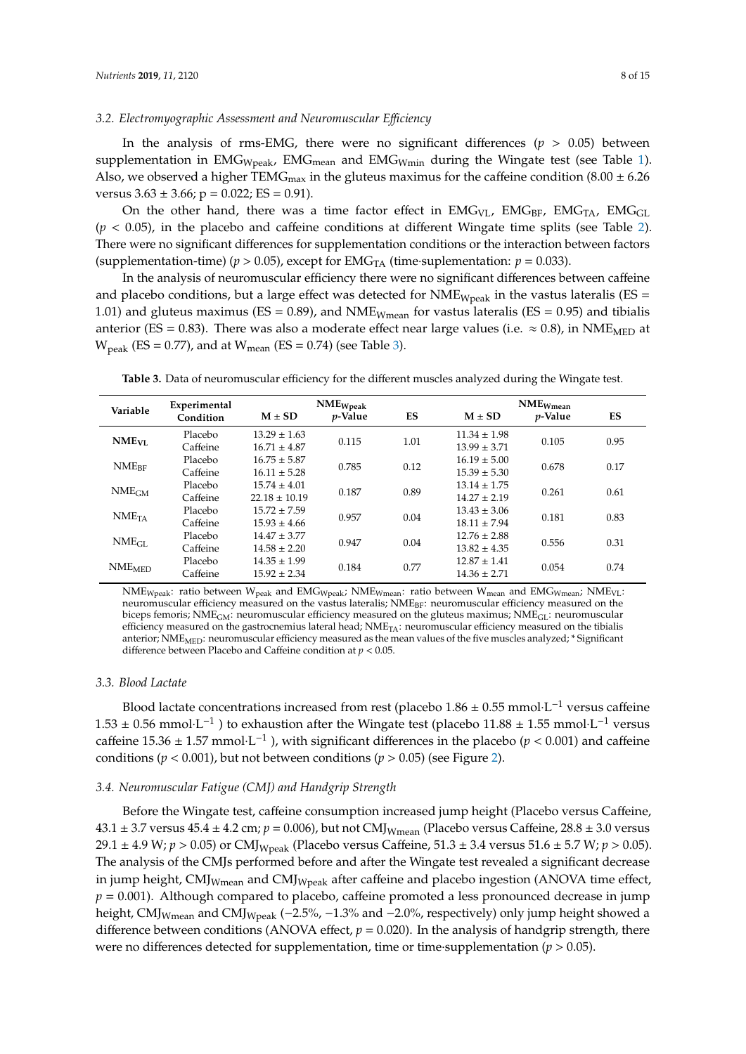### 3.2. Electromyographic Assessment and Neuromuscular Efficiency

In the analysis of rms-EMG, there were no significant differences ($p > 0.05$) between supplementation in $EMG_{Wpeak}$, $EMG_{mean}$ and $EMG_{Wmin}$ during the Wingate test (see Table 1). Also, we observed a higher $TEMG_{max}$ in the gluteus maximus for the caffeine condition (8.00 ± 6.26 versus 3.63 ± 3.66; p = 0.022; ES = 0.91).

On the other hand, there was a time factor effect in $EMG_{VL}$, $EMG_{BF}$, $EMG_{TA}$, $EMG_{GL}$ ($p < 0.05$), in the placebo and caffeine conditions at different Wingate time splits (see Table 2). There were no significant differences for supplementation conditions or the interaction between factors (supplementation-time) ($p > 0.05$), except for $EMG_{TA}$ (time·suplementation: $p = 0.033$).

In the analysis of neuromuscular efficiency there were no significant differences between caffeine and placebo conditions, but a large effect was detected for $NME_{Wpeak}$ in the vastus lateralis (ES = 1.01) and gluteus maximus (ES = 0.89), and $NME_{Wmean}$ for vastus lateralis (ES = 0.95) and tibialis anterior (ES = 0.83). There was also a moderate effect near large values (i.e. ≈ 0.8), in $NME_{MED}$ at $W_{peak}$ (ES = 0.77), and at $W_{mean}$ (ES = 0.74) (see Table 3).

**Table 3.** Data of neuromuscular efficiency for the different muscles analyzed during the Wingate test.

| Variable | Experimental Condition | $NME_{Wpeak}$ M ± SD | $NME_{Wpeak}$ *p*-Value | $NME_{Wpeak}$ ES | $NME_{Wmean}$ M ± SD | $NME_{Wmean}$ *p*-Value | $NME_{Wmean}$ ES |
|---|---|---|---|---|---|---|---|
| **$NME_{VL}$** | Placebo | 13.29 ± 1.63 | 0.115 | 1.01 | 11.34 ± 1.98 | 0.105 | 0.95 |
| | Caffeine | 16.71 ± 4.87 | | | 13.99 ± 3.71 | | |
| $NME_{BF}$ | Placebo | 16.75 ± 5.87 | 0.785 | 0.12 | 16.19 ± 5.00 | 0.678 | 0.17 |
| | Caffeine | 16.11 ± 5.28 | | | 15.39 ± 5.30 | | |
| $NME_{GM}$ | Placebo | 15.74 ± 4.01 | 0.187 | 0.89 | 13.14 ± 1.75 | 0.261 | 0.61 |
| | Caffeine | 22.18 ± 10.19 | | | 14.27 ± 2.19 | | |
| $NME_{TA}$ | Placebo | 15.72 ± 7.59 | 0.957 | 0.04 | 13.43 ± 3.06 | 0.181 | 0.83 |
| | Caffeine | 15.93 ± 4.66 | | | 18.11 ± 7.94 | | |
| $NME_{GL}$ | Placebo | 14.47 ± 3.77 | 0.947 | 0.04 | 12.76 ± 2.88 | 0.556 | 0.31 |
| | Caffeine | 14.58 ± 2.20 | | | 13.82 ± 4.35 | | |
| $NME_{MED}$ | Placebo | 14.35 ± 1.99 | 0.184 | 0.77 | 12.87 ± 1.41 | 0.054 | 0.74 |
| | Caffeine | 15.92 ± 2.34 | | | 14.36 ± 2.71 | | |

$NME_{Wpeak}$: ratio between $W_{peak}$ and $EMG_{Wpeak}$; $NME_{Wmean}$: ratio between $W_{mean}$ and $EMG_{Wmean}$; $NME_{VL}$: neuromuscular efficiency measured on the vastus lateralis; $NME_{BF}$: neuromuscular efficiency measured on the biceps femoris; $NME_{GM}$: neuromuscular efficiency measured on the gluteus maximus; $NME_{GL}$: neuromuscular efficiency measured on the gastrocnemius lateral head; $NME_{TA}$: neuromuscular efficiency measured on the tibialis anterior; $NME_{MED}$: neuromuscular efficiency measured as the mean values of the five muscles analyzed; * Significant difference between Placebo and Caffeine condition at $p < 0.05$.

### 3.3. Blood Lactate

Blood lactate concentrations increased from rest (placebo 1.86 ± 0.55 mmol·L$^{-1}$ versus caffeine 1.53 ± 0.56 mmol·L$^{-1}$ ) to exhaustion after the Wingate test (placebo 11.88 ± 1.55 mmol·L$^{-1}$ versus caffeine 15.36 ± 1.57 mmol·L$^{-1}$ ), with significant differences in the placebo ($p < 0.001$) and caffeine conditions ($p < 0.001$), but not between conditions ($p > 0.05$) (see Figure 2).

### 3.4. Neuromuscular Fatigue (CMJ) and Handgrip Strength

Before the Wingate test, caffeine consumption increased jump height (Placebo versus Caffeine, 43.1 ± 3.7 versus 45.4 ± 4.2 cm; $p = 0.006$), but not $CMJ_{Wmean}$ (Placebo versus Caffeine, 28.8 ± 3.0 versus 29.1 ± 4.9 W; $p > 0.05$) or $CMJ_{Wpeak}$ (Placebo versus Caffeine, 51.3 ± 3.4 versus 51.6 ± 5.7 W; $p > 0.05$). The analysis of the CMJs performed before and after the Wingate test revealed a significant decrease in jump height, $CMJ_{Wmean}$ and $CMJ_{Wpeak}$ after caffeine and placebo ingestion (ANOVA time effect, $p = 0.001$). Although compared to placebo, caffeine promoted a less pronounced decrease in jump height, $CMJ_{Wmean}$ and $CMJ_{Wpeak}$ (−2.5%, −1.3% and −2.0%, respectively) only jump height showed a difference between conditions (ANOVA effect, $p = 0.020$). In the analysis of handgrip strength, there were no differences detected for supplementation, time or time·supplementation ($p > 0.05$).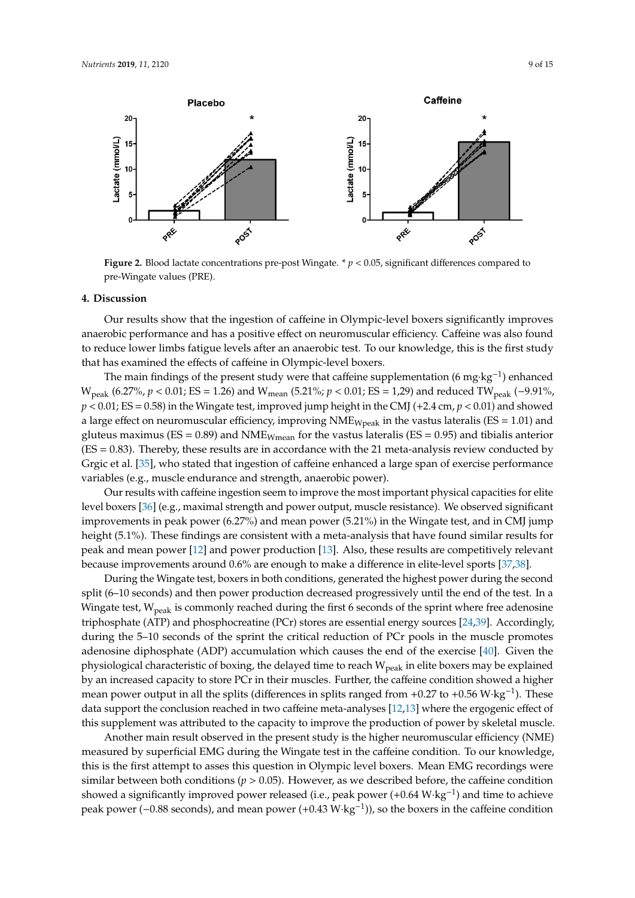**Figure 2.** Blood lactate concentrations pre-post Wingate. * $p < 0.05$, significant differences compared to pre-Wingate values (PRE).

## 4. Discussion

Our results show that the ingestion of caffeine in Olympic-level boxers significantly improves anaerobic performance and has a positive effect on neuromuscular efficiency. Caffeine was also found to reduce lower limbs fatigue levels after an anaerobic test. To our knowledge, this is the first study that has examined the effects of caffeine in Olympic-level boxers.

The main findings of the present study were that caffeine supplementation (6 $mg \cdot kg^{-1}$) enhanced $W_{peak}$ (6.27%, $p < 0.01$; ES = 1.26) and $W_{mean}$ (5.21%; $p < 0.01$; ES = 1,29) and reduced $TW_{peak}$ (−9.91%, $p < 0.01$; ES = 0.58) in the Wingate test, improved jump height in the CMJ (+2.4 cm, $p < 0.01$) and showed a large effect on neuromuscular efficiency, improving $NME_{Wpeak}$ in the vastus lateralis (ES = 1.01) and gluteus maximus (ES = 0.89) and $NME_{Wmean}$ for the vastus lateralis (ES = 0.95) and tibialis anterior (ES = 0.83). Thereby, these results are in accordance with the 21 meta-analysis review conducted by Grgic et al. [35], who stated that ingestion of caffeine enhanced a large span of exercise performance variables (e.g., muscle endurance and strength, anaerobic power).

Our results with caffeine ingestion seem to improve the most important physical capacities for elite level boxers [36] (e.g., maximal strength and power output, muscle resistance). We observed significant improvements in peak power (6.27%) and mean power (5.21%) in the Wingate test, and in CMJ jump height (5.1%). These findings are consistent with a meta-analysis that have found similar results for peak and mean power [12] and power production [13]. Also, these results are competitively relevant because improvements around 0.6% are enough to make a difference in elite-level sports [37,38].

During the Wingate test, boxers in both conditions, generated the highest power during the second split (6–10 seconds) and then power production decreased progressively until the end of the test. In a Wingate test, $W_{peak}$ is commonly reached during the first 6 seconds of the sprint where free adenosine triphosphate (ATP) and phosphocreatine (PCr) stores are essential energy sources [24,39]. Accordingly, during the 5–10 seconds of the sprint the critical reduction of PCr pools in the muscle promotes adenosine diphosphate (ADP) accumulation which causes the end of the exercise [40]. Given the physiological characteristic of boxing, the delayed time to reach $W_{peak}$ in elite boxers may be explained by an increased capacity to store PCr in their muscles. Further, the caffeine condition showed a higher mean power output in all the splits (differences in splits ranged from +0.27 to +0.56 $W \cdot kg^{-1}$). These data support the conclusion reached in two caffeine meta-analyses [12,13] where the ergogenic effect of this supplement was attributed to the capacity to improve the production of power by skeletal muscle.

Another main result observed in the present study is the higher neuromuscular efficiency (NME) measured by superficial EMG during the Wingate test in the caffeine condition. To our knowledge, this is the first attempt to asses this question in Olympic level boxers. Mean EMG recordings were similar between both conditions ($p > 0.05$). However, as we described before, the caffeine condition showed a significantly improved power released (i.e., peak power (+0.64 $W \cdot kg^{-1}$) and time to achieve peak power (−0.88 seconds), and mean power (+0.43 $W \cdot kg^{-1}$)), so the boxers in the caffeine condition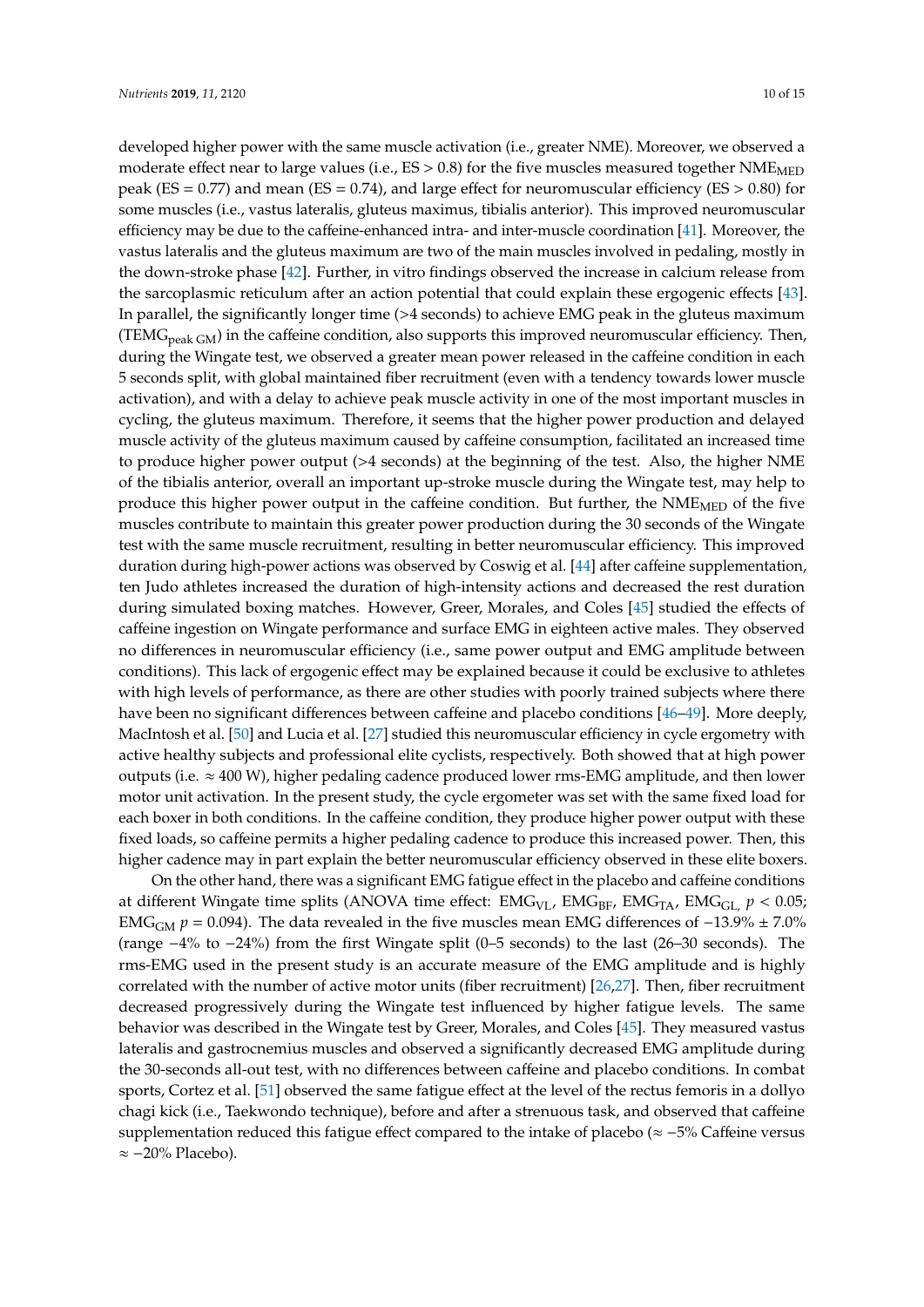developed higher power with the same muscle activation (i.e., greater NME). Moreover, we observed a moderate effect near to large values (i.e., ES > 0.8) for the five muscles measured together $NME_{MED}$ peak (ES = 0.77) and mean (ES = 0.74), and large effect for neuromuscular efficiency (ES > 0.80) for some muscles (i.e., vastus lateralis, gluteus maximus, tibialis anterior). This improved neuromuscular efficiency may be due to the caffeine-enhanced intra- and inter-muscle coordination [41]. Moreover, the vastus lateralis and the gluteus maximum are two of the main muscles involved in pedaling, mostly in the down-stroke phase [42]. Further, in vitro findings observed the increase in calcium release from the sarcoplasmic reticulum after an action potential that could explain these ergogenic effects [43]. In parallel, the significantly longer time (>4 seconds) to achieve EMG peak in the gluteus maximum ($TEMG_{peak\ GM}$) in the caffeine condition, also supports this improved neuromuscular efficiency. Then, during the Wingate test, we observed a greater mean power released in the caffeine condition in each 5 seconds split, with global maintained fiber recruitment (even with a tendency towards lower muscle activation), and with a delay to achieve peak muscle activity in one of the most important muscles in cycling, the gluteus maximum. Therefore, it seems that the higher power production and delayed muscle activity of the gluteus maximum caused by caffeine consumption, facilitated an increased time to produce higher power output (>4 seconds) at the beginning of the test. Also, the higher NME of the tibialis anterior, overall an important up-stroke muscle during the Wingate test, may help to produce this higher power output in the caffeine condition. But further, the $NME_{MED}$ of the five muscles contribute to maintain this greater power production during the 30 seconds of the Wingate test with the same muscle recruitment, resulting in better neuromuscular efficiency. This improved duration during high-power actions was observed by Coswig et al. [44] after caffeine supplementation, ten Judo athletes increased the duration of high-intensity actions and decreased the rest duration during simulated boxing matches. However, Greer, Morales, and Coles [45] studied the effects of caffeine ingestion on Wingate performance and surface EMG in eighteen active males. They observed no differences in neuromuscular efficiency (i.e., same power output and EMG amplitude between conditions). This lack of ergogenic effect may be explained because it could be exclusive to athletes with high levels of performance, as there are other studies with poorly trained subjects where there have been no significant differences between caffeine and placebo conditions [46–49]. More deeply, MacIntosh et al. [50] and Lucia et al. [27] studied this neuromuscular efficiency in cycle ergometry with active healthy subjects and professional elite cyclists, respectively. Both showed that at high power outputs (i.e. ≈ 400 W), higher pedaling cadence produced lower rms-EMG amplitude, and then lower motor unit activation. In the present study, the cycle ergometer was set with the same fixed load for each boxer in both conditions. In the caffeine condition, they produce higher power output with these fixed loads, so caffeine permits a higher pedaling cadence to produce this increased power. Then, this higher cadence may in part explain the better neuromuscular efficiency observed in these elite boxers.

On the other hand, there was a significant EMG fatigue effect in the placebo and caffeine conditions at different Wingate time splits (ANOVA time effect: $EMG_{VL}$, $EMG_{BF}$, $EMG_{TA}$, $EMG_{GL}$, $p < 0.05$; $EMG_{GM}$ $p = 0.094$). The data revealed in the five muscles mean EMG differences of −13.9% ± 7.0% (range −4% to −24%) from the first Wingate split (0–5 seconds) to the last (26–30 seconds). The rms-EMG used in the present study is an accurate measure of the EMG amplitude and is highly correlated with the number of active motor units (fiber recruitment) [26,27]. Then, fiber recruitment decreased progressively during the Wingate test influenced by higher fatigue levels. The same behavior was described in the Wingate test by Greer, Morales, and Coles [45]. They measured vastus lateralis and gastrocnemius muscles and observed a significantly decreased EMG amplitude during the 30-seconds all-out test, with no differences between caffeine and placebo conditions. In combat sports, Cortez et al. [51] observed the same fatigue effect at the level of the rectus femoris in a dollyo chagi kick (i.e., Taekwondo technique), before and after a strenuous task, and observed that caffeine supplementation reduced this fatigue effect compared to the intake of placebo (≈ −5% Caffeine versus ≈ −20% Placebo).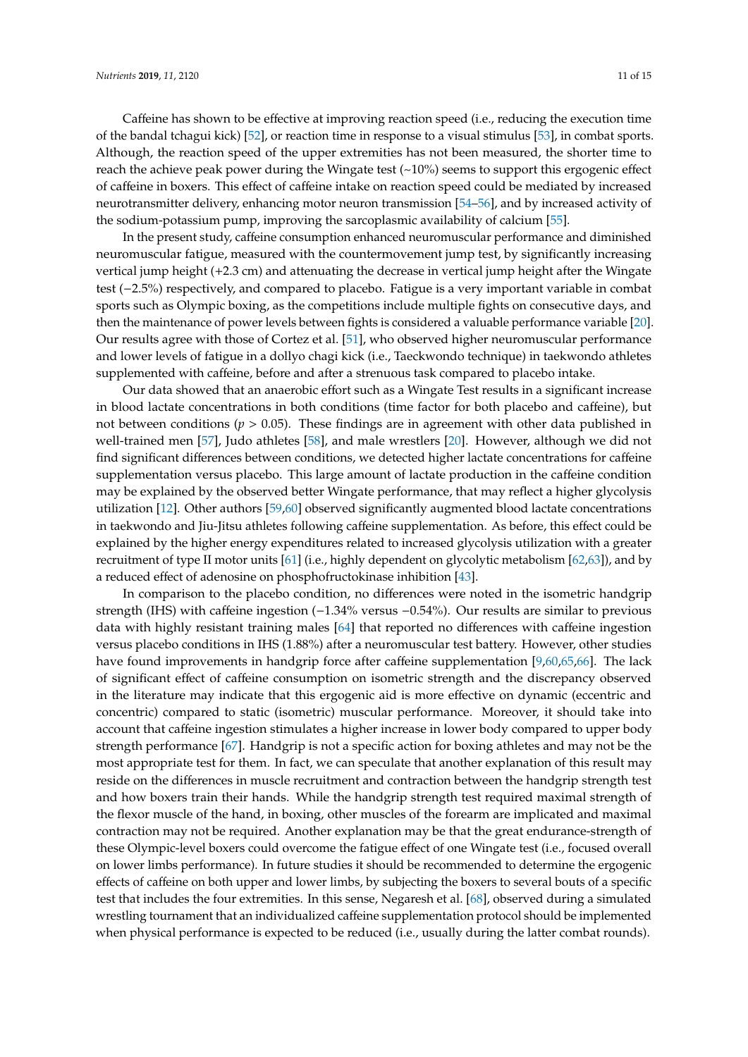Caffeine has shown to be effective at improving reaction speed (i.e., reducing the execution time of the bandal tchagui kick) [52], or reaction time in response to a visual stimulus [53], in combat sports. Although, the reaction speed of the upper extremities has not been measured, the shorter time to reach the achieve peak power during the Wingate test (~10%) seems to support this ergogenic effect of caffeine in boxers. This effect of caffeine intake on reaction speed could be mediated by increased neurotransmitter delivery, enhancing motor neuron transmission [54–56], and by increased activity of the sodium-potassium pump, improving the sarcoplasmic availability of calcium [55].

In the present study, caffeine consumption enhanced neuromuscular performance and diminished neuromuscular fatigue, measured with the countermovement jump test, by significantly increasing vertical jump height (+2.3 cm) and attenuating the decrease in vertical jump height after the Wingate test (−2.5%) respectively, and compared to placebo. Fatigue is a very important variable in combat sports such as Olympic boxing, as the competitions include multiple fights on consecutive days, and then the maintenance of power levels between fights is considered a valuable performance variable [20]. Our results agree with those of Cortez et al. [51], who observed higher neuromuscular performance and lower levels of fatigue in a dollyo chagi kick (i.e., Taeckwondo technique) in taekwondo athletes supplemented with caffeine, before and after a strenuous task compared to placebo intake.

Our data showed that an anaerobic effort such as a Wingate Test results in a significant increase in blood lactate concentrations in both conditions (time factor for both placebo and caffeine), but not between conditions ($p > 0.05$). These findings are in agreement with other data published in well-trained men [57], Judo athletes [58], and male wrestlers [20]. However, although we did not find significant differences between conditions, we detected higher lactate concentrations for caffeine supplementation versus placebo. This large amount of lactate production in the caffeine condition may be explained by the observed better Wingate performance, that may reflect a higher glycolysis utilization [12]. Other authors [59,60] observed significantly augmented blood lactate concentrations in taekwondo and Jiu-Jitsu athletes following caffeine supplementation. As before, this effect could be explained by the higher energy expenditures related to increased glycolysis utilization with a greater recruitment of type II motor units [61] (i.e., highly dependent on glycolytic metabolism [62,63]), and by a reduced effect of adenosine on phosphofructokinase inhibition [43].

In comparison to the placebo condition, no differences were noted in the isometric handgrip strength (IHS) with caffeine ingestion (−1.34% versus −0.54%). Our results are similar to previous data with highly resistant training males [64] that reported no differences with caffeine ingestion versus placebo conditions in IHS (1.88%) after a neuromuscular test battery. However, other studies have found improvements in handgrip force after caffeine supplementation [9,60,65,66]. The lack of significant effect of caffeine consumption on isometric strength and the discrepancy observed in the literature may indicate that this ergogenic aid is more effective on dynamic (eccentric and concentric) compared to static (isometric) muscular performance. Moreover, it should take into account that caffeine ingestion stimulates a higher increase in lower body compared to upper body strength performance [67]. Handgrip is not a specific action for boxing athletes and may not be the most appropriate test for them. In fact, we can speculate that another explanation of this result may reside on the differences in muscle recruitment and contraction between the handgrip strength test and how boxers train their hands. While the handgrip strength test required maximal strength of the flexor muscle of the hand, in boxing, other muscles of the forearm are implicated and maximal contraction may not be required. Another explanation may be that the great endurance-strength of these Olympic-level boxers could overcome the fatigue effect of one Wingate test (i.e., focused overall on lower limbs performance). In future studies it should be recommended to determine the ergogenic effects of caffeine on both upper and lower limbs, by subjecting the boxers to several bouts of a specific test that includes the four extremities. In this sense, Negaresh et al. [68], observed during a simulated wrestling tournament that an individualized caffeine supplementation protocol should be implemented when physical performance is expected to be reduced (i.e., usually during the latter combat rounds).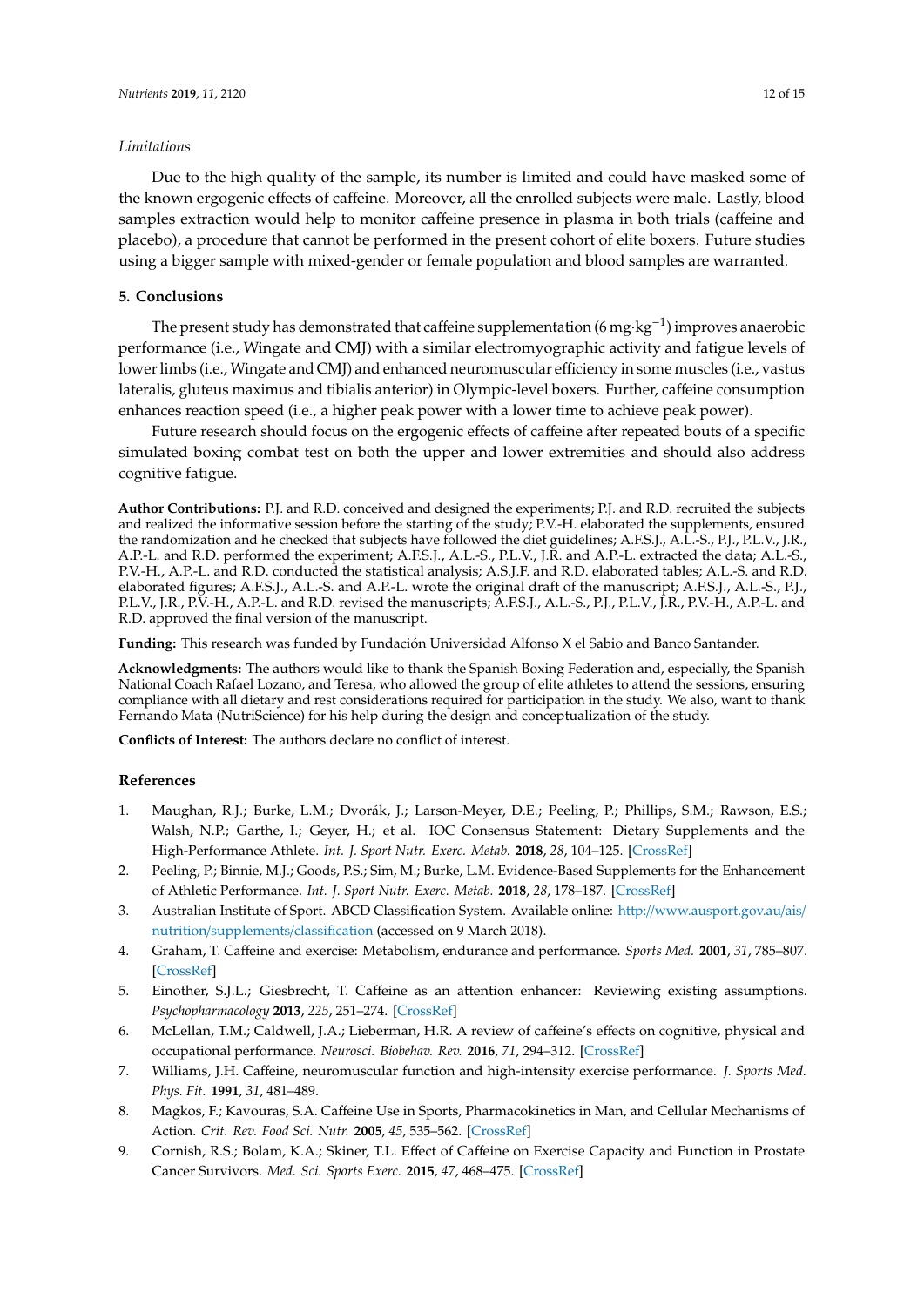*Limitations*

Due to the high quality of the sample, its number is limited and could have masked some of the known ergogenic effects of caffeine. Moreover, all the enrolled subjects were male. Lastly, blood samples extraction would help to monitor caffeine presence in plasma in both trials (caffeine and placebo), a procedure that cannot be performed in the present cohort of elite boxers. Future studies using a bigger sample with mixed-gender or female population and blood samples are warranted.

## 5. Conclusions

The present study has demonstrated that caffeine supplementation (6 $mg{\cdot}kg^{-1}$) improves anaerobic performance (i.e., Wingate and CMJ) with a similar electromyographic activity and fatigue levels of lower limbs (i.e., Wingate and CMJ) and enhanced neuromuscular efficiency in some muscles (i.e., vastus lateralis, gluteus maximus and tibialis anterior) in Olympic-level boxers. Further, caffeine consumption enhances reaction speed (i.e., a higher peak power with a lower time to achieve peak power).

Future research should focus on the ergogenic effects of caffeine after repeated bouts of a specific simulated boxing combat test on both the upper and lower extremities and should also address cognitive fatigue.

**Author Contributions:** P.J. and R.D. conceived and designed the experiments; P.J. and R.D. recruited the subjects and realized the informative session before the starting of the study; P.V.-H. elaborated the supplements, ensured the randomization and he checked that subjects have followed the diet guidelines; A.F.S.J., A.L.-S., P.J., P.L.V., J.R., A.P.-L. and R.D. performed the experiment; A.F.S.J., A.L.-S., P.L.V., J.R. and A.P.-L. extracted the data; A.L.-S., P.V.-H., A.P.-L. and R.D. conducted the statistical analysis; A.S.J.F. and R.D. elaborated tables; A.L.-S. and R.D. elaborated figures; A.F.S.J., A.L.-S. and A.P.-L. wrote the original draft of the manuscript; A.F.S.J., A.L.-S., P.J., P.L.V., J.R., P.V.-H., A.P.-L. and R.D. revised the manuscripts; A.F.S.J., A.L.-S., P.J., P.L.V., J.R., P.V.-H., A.P.-L. and R.D. approved the final version of the manuscript.

**Funding:** This research was funded by Fundación Universidad Alfonso X el Sabio and Banco Santander.

**Acknowledgments:** The authors would like to thank the Spanish Boxing Federation and, especially, the Spanish National Coach Rafael Lozano, and Teresa, who allowed the group of elite athletes to attend the sessions, ensuring compliance with all dietary and rest considerations required for participation in the study. We also, want to thank Fernando Mata (NutriScience) for his help during the design and conceptualization of the study.

**Conflicts of Interest:** The authors declare no conflict of interest.

## References

1. Maughan, R.J.; Burke, L.M.; Dvorák, J.; Larson-Meyer, D.E.; Peeling, P.; Phillips, S.M.; Rawson, E.S.; Walsh, N.P.; Garthe, I.; Geyer, H.; et al. IOC Consensus Statement: Dietary Supplements and the High-Performance Athlete. *Int. J. Sport Nutr. Exerc. Metab.* **2018**, *28*, 104–125. [CrossRef]
2. Peeling, P.; Binnie, M.J.; Goods, P.S.; Sim, M.; Burke, L.M. Evidence-Based Supplements for the Enhancement of Athletic Performance. *Int. J. Sport Nutr. Exerc. Metab.* **2018**, *28*, 178–187. [CrossRef]
3. Australian Institute of Sport. ABCD Classification System. Available online: http://www.ausport.gov.au/ais/nutrition/supplements/classification (accessed on 9 March 2018).
4. Graham, T. Caffeine and exercise: Metabolism, endurance and performance. *Sports Med.* **2001**, *31*, 785–807. [CrossRef]
5. Einother, S.J.L.; Giesbrecht, T. Caffeine as an attention enhancer: Reviewing existing assumptions. *Psychopharmacology* **2013**, *225*, 251–274. [CrossRef]
6. McLellan, T.M.; Caldwell, J.A.; Lieberman, H.R. A review of caffeine's effects on cognitive, physical and occupational performance. *Neurosci. Biobehav. Rev.* **2016**, *71*, 294–312. [CrossRef]
7. Williams, J.H. Caffeine, neuromuscular function and high-intensity exercise performance. *J. Sports Med. Phys. Fit.* **1991**, *31*, 481–489.
8. Magkos, F.; Kavouras, S.A. Caffeine Use in Sports, Pharmacokinetics in Man, and Cellular Mechanisms of Action. *Crit. Rev. Food Sci. Nutr.* **2005**, *45*, 535–562. [CrossRef]
9. Cornish, R.S.; Bolam, K.A.; Skiner, T.L. Effect of Caffeine on Exercise Capacity and Function in Prostate Cancer Survivors. *Med. Sci. Sports Exerc.* **2015**, *47*, 468–475. [CrossRef]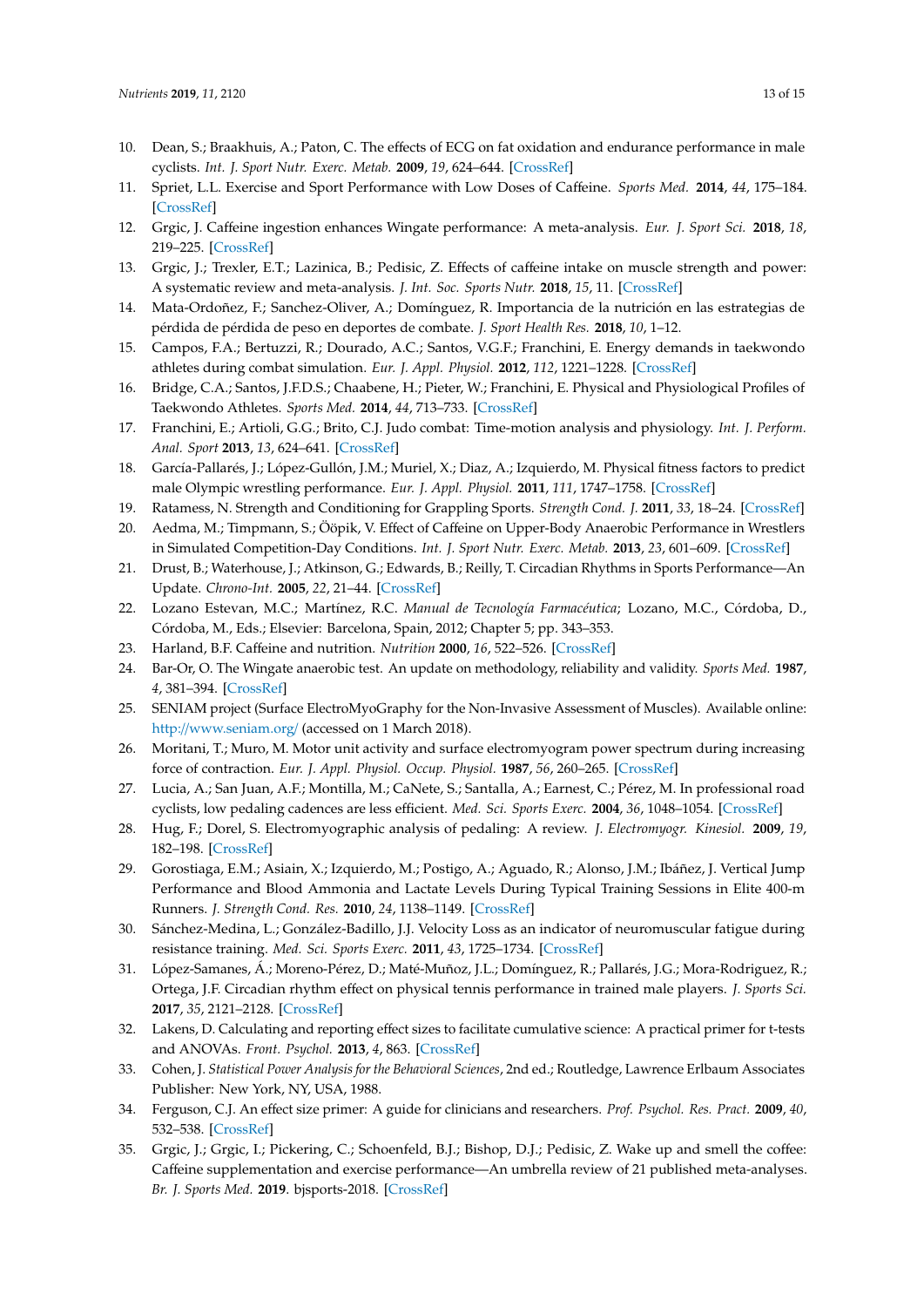10. Dean, S.; Braakhuis, A.; Paton, C. The effects of ECG on fat oxidation and endurance performance in male cyclists. *Int. J. Sport Nutr. Exerc. Metab.* **2009**, *19*, 624–644. [CrossRef]
11. Spriet, L.L. Exercise and Sport Performance with Low Doses of Caffeine. *Sports Med.* **2014**, *44*, 175–184. [CrossRef]
12. Grgic, J. Caffeine ingestion enhances Wingate performance: A meta-analysis. *Eur. J. Sport Sci.* **2018**, *18*, 219–225. [CrossRef]
13. Grgic, J.; Trexler, E.T.; Lazinica, B.; Pedisic, Z. Effects of caffeine intake on muscle strength and power: A systematic review and meta-analysis. *J. Int. Soc. Sports Nutr.* **2018**, *15*, 11. [CrossRef]
14. Mata-Ordoñez, F.; Sanchez-Oliver, A.; Domínguez, R. Importancia de la nutrición en las estrategias de pérdida de pérdida de peso en deportes de combate. *J. Sport Health Res.* **2018**, *10*, 1–12.
15. Campos, F.A.; Bertuzzi, R.; Dourado, A.C.; Santos, V.G.F.; Franchini, E. Energy demands in taekwondo athletes during combat simulation. *Eur. J. Appl. Physiol.* **2012**, *112*, 1221–1228. [CrossRef]
16. Bridge, C.A.; Santos, J.F.D.S.; Chaabene, H.; Pieter, W.; Franchini, E. Physical and Physiological Profiles of Taekwondo Athletes. *Sports Med.* **2014**, *44*, 713–733. [CrossRef]
17. Franchini, E.; Artioli, G.G.; Brito, C.J. Judo combat: Time-motion analysis and physiology. *Int. J. Perform. Anal. Sport* **2013**, *13*, 624–641. [CrossRef]
18. García-Pallarés, J.; López-Gullón, J.M.; Muriel, X.; Diaz, A.; Izquierdo, M. Physical fitness factors to predict male Olympic wrestling performance. *Eur. J. Appl. Physiol.* **2011**, *111*, 1747–1758. [CrossRef]
19. Ratamess, N. Strength and Conditioning for Grappling Sports. *Strength Cond. J.* **2011**, *33*, 18–24. [CrossRef]
20. Aedma, M.; Timpmann, S.; Ööpik, V. Effect of Caffeine on Upper-Body Anaerobic Performance in Wrestlers in Simulated Competition-Day Conditions. *Int. J. Sport Nutr. Exerc. Metab.* **2013**, *23*, 601–609. [CrossRef]
21. Drust, B.; Waterhouse, J.; Atkinson, G.; Edwards, B.; Reilly, T. Circadian Rhythms in Sports Performance—An Update. *Chrono-Int.* **2005**, *22*, 21–44. [CrossRef]
22. Lozano Estevan, M.C.; Martínez, R.C. *Manual de Tecnología Farmacéutica*; Lozano, M.C., Córdoba, D., Córdoba, M., Eds.; Elsevier: Barcelona, Spain, 2012; Chapter 5; pp. 343–353.
23. Harland, B.F. Caffeine and nutrition. *Nutrition* **2000**, *16*, 522–526. [CrossRef]
24. Bar-Or, O. The Wingate anaerobic test. An update on methodology, reliability and validity. *Sports Med.* **1987**, *4*, 381–394. [CrossRef]
25. SENIAM project (Surface ElectroMyoGraphy for the Non-Invasive Assessment of Muscles). Available online: http://www.seniam.org/ (accessed on 1 March 2018).
26. Moritani, T.; Muro, M. Motor unit activity and surface electromyogram power spectrum during increasing force of contraction. *Eur. J. Appl. Physiol. Occup. Physiol.* **1987**, *56*, 260–265. [CrossRef]
27. Lucia, A.; San Juan, A.F.; Montilla, M.; CaNete, S.; Santalla, A.; Earnest, C.; Pérez, M. In professional road cyclists, low pedaling cadences are less efficient. *Med. Sci. Sports Exerc.* **2004**, *36*, 1048–1054. [CrossRef]
28. Hug, F.; Dorel, S. Electromyographic analysis of pedaling: A review. *J. Electromyogr. Kinesiol.* **2009**, *19*, 182–198. [CrossRef]
29. Gorostiaga, E.M.; Asiain, X.; Izquierdo, M.; Postigo, A.; Aguado, R.; Alonso, J.M.; Ibáñez, J. Vertical Jump Performance and Blood Ammonia and Lactate Levels During Typical Training Sessions in Elite 400-m Runners. *J. Strength Cond. Res.* **2010**, *24*, 1138–1149. [CrossRef]
30. Sánchez-Medina, L.; González-Badillo, J.J. Velocity Loss as an indicator of neuromuscular fatigue during resistance training. *Med. Sci. Sports Exerc.* **2011**, *43*, 1725–1734. [CrossRef]
31. López-Samanes, Á.; Moreno-Pérez, D.; Maté-Muñoz, J.L.; Domínguez, R.; Pallarés, J.G.; Mora-Rodriguez, R.; Ortega, J.F. Circadian rhythm effect on physical tennis performance in trained male players. *J. Sports Sci.* **2017**, *35*, 2121–2128. [CrossRef]
32. Lakens, D. Calculating and reporting effect sizes to facilitate cumulative science: A practical primer for t-tests and ANOVAs. *Front. Psychol.* **2013**, *4*, 863. [CrossRef]
33. Cohen, J. *Statistical Power Analysis for the Behavioral Sciences*, 2nd ed.; Routledge, Lawrence Erlbaum Associates Publisher: New York, NY, USA, 1988.
34. Ferguson, C.J. An effect size primer: A guide for clinicians and researchers. *Prof. Psychol. Res. Pract.* **2009**, *40*, 532–538. [CrossRef]
35. Grgic, J.; Grgic, I.; Pickering, C.; Schoenfeld, B.J.; Bishop, D.J.; Pedisic, Z. Wake up and smell the coffee: Caffeine supplementation and exercise performance—An umbrella review of 21 published meta-analyses. *Br. J. Sports Med.* **2019**. bjsports-2018. [CrossRef]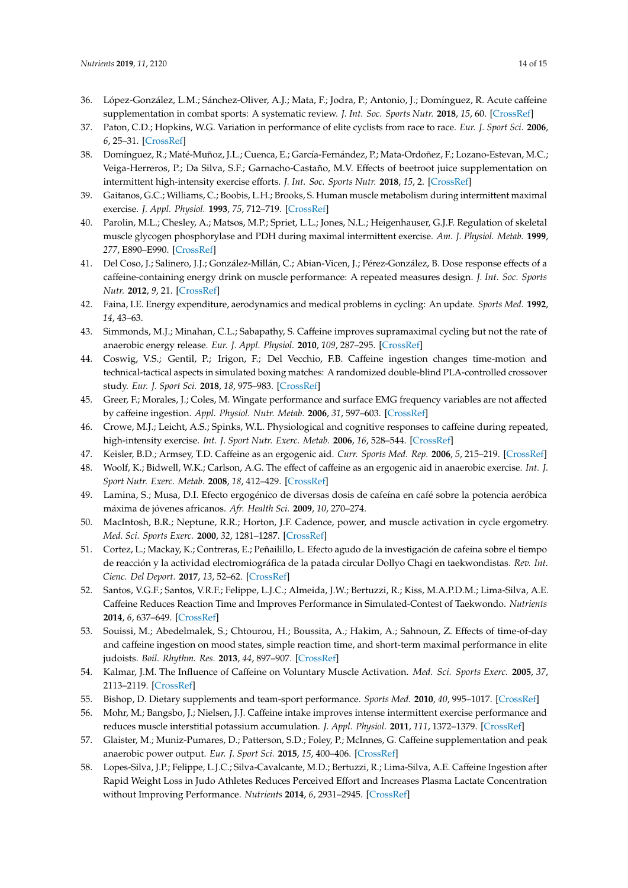36. López-González, L.M.; Sánchez-Oliver, A.J.; Mata, F.; Jodra, P.; Antonio, J.; Domínguez, R. Acute caffeine supplementation in combat sports: A systematic review. *J. Int. Soc. Sports Nutr.* **2018**, *15*, 60. [CrossRef]
37. Paton, C.D.; Hopkins, W.G. Variation in performance of elite cyclists from race to race. *Eur. J. Sport Sci.* **2006**, *6*, 25–31. [CrossRef]
38. Domínguez, R.; Maté-Muñoz, J.L.; Cuenca, E.; García-Fernández, P.; Mata-Ordoñez, F.; Lozano-Estevan, M.C.; Veiga-Herreros, P.; Da Silva, S.F.; Garnacho-Castaño, M.V. Effects of beetroot juice supplementation on intermittent high-intensity exercise efforts. *J. Int. Soc. Sports Nutr.* **2018**, *15*, 2. [CrossRef]
39. Gaitanos, G.C.; Williams, C.; Boobis, L.H.; Brooks, S. Human muscle metabolism during intermittent maximal exercise. *J. Appl. Physiol.* **1993**, *75*, 712–719. [CrossRef]
40. Parolin, M.L.; Chesley, A.; Matsos, M.P.; Spriet, L.L.; Jones, N.L.; Heigenhauser, G.J.F. Regulation of skeletal muscle glycogen phosphorylase and PDH during maximal intermittent exercise. *Am. J. Physiol. Metab.* **1999**, *277*, E890–E990. [CrossRef]
41. Del Coso, J.; Salinero, J.J.; González-Millán, C.; Abian-Vicen, J.; Pérez-González, B. Dose response effects of a caffeine-containing energy drink on muscle performance: A repeated measures design. *J. Int. Soc. Sports Nutr.* **2012**, *9*, 21. [CrossRef]
42. Faina, I.E. Energy expenditure, aerodynamics and medical problems in cycling: An update. *Sports Med.* **1992**, *14*, 43–63.
43. Simmonds, M.J.; Minahan, C.L.; Sabapathy, S. Caffeine improves supramaximal cycling but not the rate of anaerobic energy release. *Eur. J. Appl. Physiol.* **2010**, *109*, 287–295. [CrossRef]
44. Coswig, V.S.; Gentil, P.; Irigon, F.; Del Vecchio, F.B. Caffeine ingestion changes time-motion and technical-tactical aspects in simulated boxing matches: A randomized double-blind PLA-controlled crossover study. *Eur. J. Sport Sci.* **2018**, *18*, 975–983. [CrossRef]
45. Greer, F.; Morales, J.; Coles, M. Wingate performance and surface EMG frequency variables are not affected by caffeine ingestion. *Appl. Physiol. Nutr. Metab.* **2006**, *31*, 597–603. [CrossRef]
46. Crowe, M.J.; Leicht, A.S.; Spinks, W.L. Physiological and cognitive responses to caffeine during repeated, high-intensity exercise. *Int. J. Sport Nutr. Exerc. Metab.* **2006**, *16*, 528–544. [CrossRef]
47. Keisler, B.D.; Armsey, T.D. Caffeine as an ergogenic aid. *Curr. Sports Med. Rep.* **2006**, *5*, 215–219. [CrossRef]
48. Woolf, K.; Bidwell, W.K.; Carlson, A.G. The effect of caffeine as an ergogenic aid in anaerobic exercise. *Int. J. Sport Nutr. Exerc. Metab.* **2008**, *18*, 412–429. [CrossRef]
49. Lamina, S.; Musa, D.I. Efecto ergogénico de diversas dosis de cafeína en café sobre la potencia aeróbica máxima de jóvenes africanos. *Afr. Health Sci.* **2009**, *10*, 270–274.
50. MacIntosh, B.R.; Neptune, R.R.; Horton, J.F. Cadence, power, and muscle activation in cycle ergometry. *Med. Sci. Sports Exerc.* **2000**, *32*, 1281–1287. [CrossRef]
51. Cortez, L.; Mackay, K.; Contreras, E.; Peñailillo, L. Efecto agudo de la investigación de cafeína sobre el tiempo de reacción y la actividad electromiográfica de la patada circular Dollyo Chagi en taekwondistas. *Rev. Int. Cienc. Del Deport.* **2017**, *13*, 52–62. [CrossRef]
52. Santos, V.G.F.; Santos, V.R.F.; Felippe, L.J.C.; Almeida, J.W.; Bertuzzi, R.; Kiss, M.A.P.D.M.; Lima-Silva, A.E. Caffeine Reduces Reaction Time and Improves Performance in Simulated-Contest of Taekwondo. *Nutrients* **2014**, *6*, 637–649. [CrossRef]
53. Souissi, M.; Abedelmalek, S.; Chtourou, H.; Boussita, A.; Hakim, A.; Sahnoun, Z. Effects of time-of-day and caffeine ingestion on mood states, simple reaction time, and short-term maximal performance in elite judoists. *Boil. Rhythm. Res.* **2013**, *44*, 897–907. [CrossRef]
54. Kalmar, J.M. The Influence of Caffeine on Voluntary Muscle Activation. *Med. Sci. Sports Exerc.* **2005**, *37*, 2113–2119. [CrossRef]
55. Bishop, D. Dietary supplements and team-sport performance. *Sports Med.* **2010**, *40*, 995–1017. [CrossRef]
56. Mohr, M.; Bangsbo, J.; Nielsen, J.J. Caffeine intake improves intense intermittent exercise performance and reduces muscle interstitial potassium accumulation. *J. Appl. Physiol.* **2011**, *111*, 1372–1379. [CrossRef]
57. Glaister, M.; Muniz-Pumares, D.; Patterson, S.D.; Foley, P.; McInnes, G. Caffeine supplementation and peak anaerobic power output. *Eur. J. Sport Sci.* **2015**, *15*, 400–406. [CrossRef]
58. Lopes-Silva, J.P.; Felippe, L.J.C.; Silva-Cavalcante, M.D.; Bertuzzi, R.; Lima-Silva, A.E. Caffeine Ingestion after Rapid Weight Loss in Judo Athletes Reduces Perceived Effort and Increases Plasma Lactate Concentration without Improving Performance. *Nutrients* **2014**, *6*, 2931–2945. [CrossRef]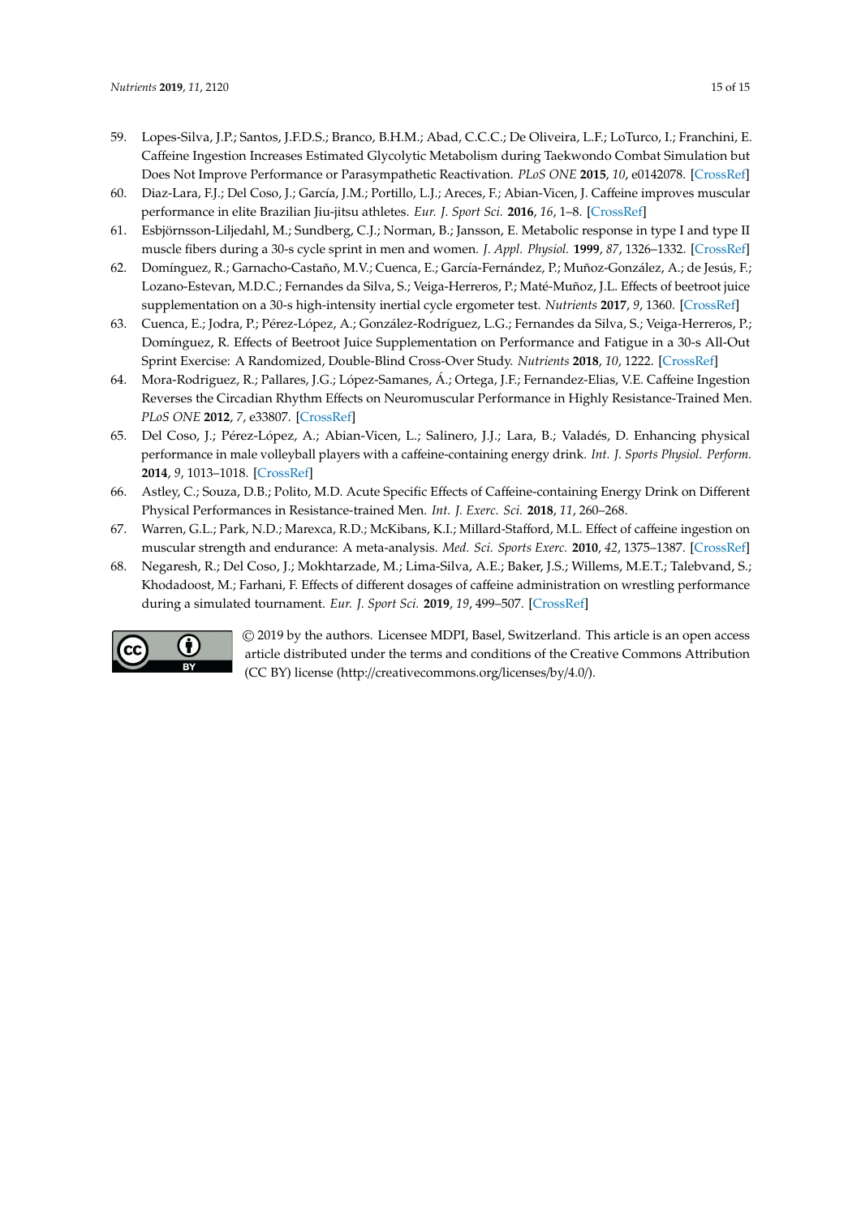59. Lopes-Silva, J.P.; Santos, J.F.D.S.; Branco, B.H.M.; Abad, C.C.C.; De Oliveira, L.F.; LoTurco, I.; Franchini, E. Caffeine Ingestion Increases Estimated Glycolytic Metabolism during Taekwondo Combat Simulation but Does Not Improve Performance or Parasympathetic Reactivation. *PLoS ONE* **2015**, *10*, e0142078. [CrossRef]
60. Diaz-Lara, F.J.; Del Coso, J.; García, J.M.; Portillo, L.J.; Areces, F.; Abian-Vicen, J. Caffeine improves muscular performance in elite Brazilian Jiu-jitsu athletes. *Eur. J. Sport Sci.* **2016**, *16*, 1–8. [CrossRef]
61. Esbjörnsson-Liljedahl, M.; Sundberg, C.J.; Norman, B.; Jansson, E. Metabolic response in type I and type II muscle fibers during a 30-s cycle sprint in men and women. *J. Appl. Physiol.* **1999**, *87*, 1326–1332. [CrossRef]
62. Domínguez, R.; Garnacho-Castaño, M.V.; Cuenca, E.; García-Fernández, P.; Muñoz-González, A.; de Jesús, F.; Lozano-Estevan, M.D.C.; Fernandes da Silva, S.; Veiga-Herreros, P.; Maté-Muñoz, J.L. Effects of beetroot juice supplementation on a 30-s high-intensity inertial cycle ergometer test. *Nutrients* **2017**, *9*, 1360. [CrossRef]
63. Cuenca, E.; Jodra, P.; Pérez-López, A.; González-Rodríguez, L.G.; Fernandes da Silva, S.; Veiga-Herreros, P.; Domínguez, R. Effects of Beetroot Juice Supplementation on Performance and Fatigue in a 30-s All-Out Sprint Exercise: A Randomized, Double-Blind Cross-Over Study. *Nutrients* **2018**, *10*, 1222. [CrossRef]
64. Mora-Rodriguez, R.; Pallares, J.G.; López-Samanes, Á.; Ortega, J.F.; Fernandez-Elias, V.E. Caffeine Ingestion Reverses the Circadian Rhythm Effects on Neuromuscular Performance in Highly Resistance-Trained Men. *PLoS ONE* **2012**, *7*, e33807. [CrossRef]
65. Del Coso, J.; Pérez-López, A.; Abian-Vicen, L.; Salinero, J.J.; Lara, B.; Valadés, D. Enhancing physical performance in male volleyball players with a caffeine-containing energy drink. *Int. J. Sports Physiol. Perform.* **2014**, *9*, 1013–1018. [CrossRef]
66. Astley, C.; Souza, D.B.; Polito, M.D. Acute Specific Effects of Caffeine-containing Energy Drink on Different Physical Performances in Resistance-trained Men. *Int. J. Exerc. Sci.* **2018**, *11*, 260–268.
67. Warren, G.L.; Park, N.D.; Marexca, R.D.; McKibans, K.I.; Millard-Stafford, M.L. Effect of caffeine ingestion on muscular strength and endurance: A meta-analysis. *Med. Sci. Sports Exerc.* **2010**, *42*, 1375–1387. [CrossRef]
68. Negaresh, R.; Del Coso, J.; Mokhtarzade, M.; Lima-Silva, A.E.; Baker, J.S.; Willems, M.E.T.; Talebvand, S.; Khodadoost, M.; Farhani, F. Effects of different dosages of caffeine administration on wrestling performance during a simulated tournament. *Eur. J. Sport Sci.* **2019**, *19*, 499–507. [CrossRef]

© 2019 by the authors. Licensee MDPI, Basel, Switzerland. This article is an open access article distributed under the terms and conditions of the Creative Commons Attribution (CC BY) license (http://creativecommons.org/licenses/by/4.0/).